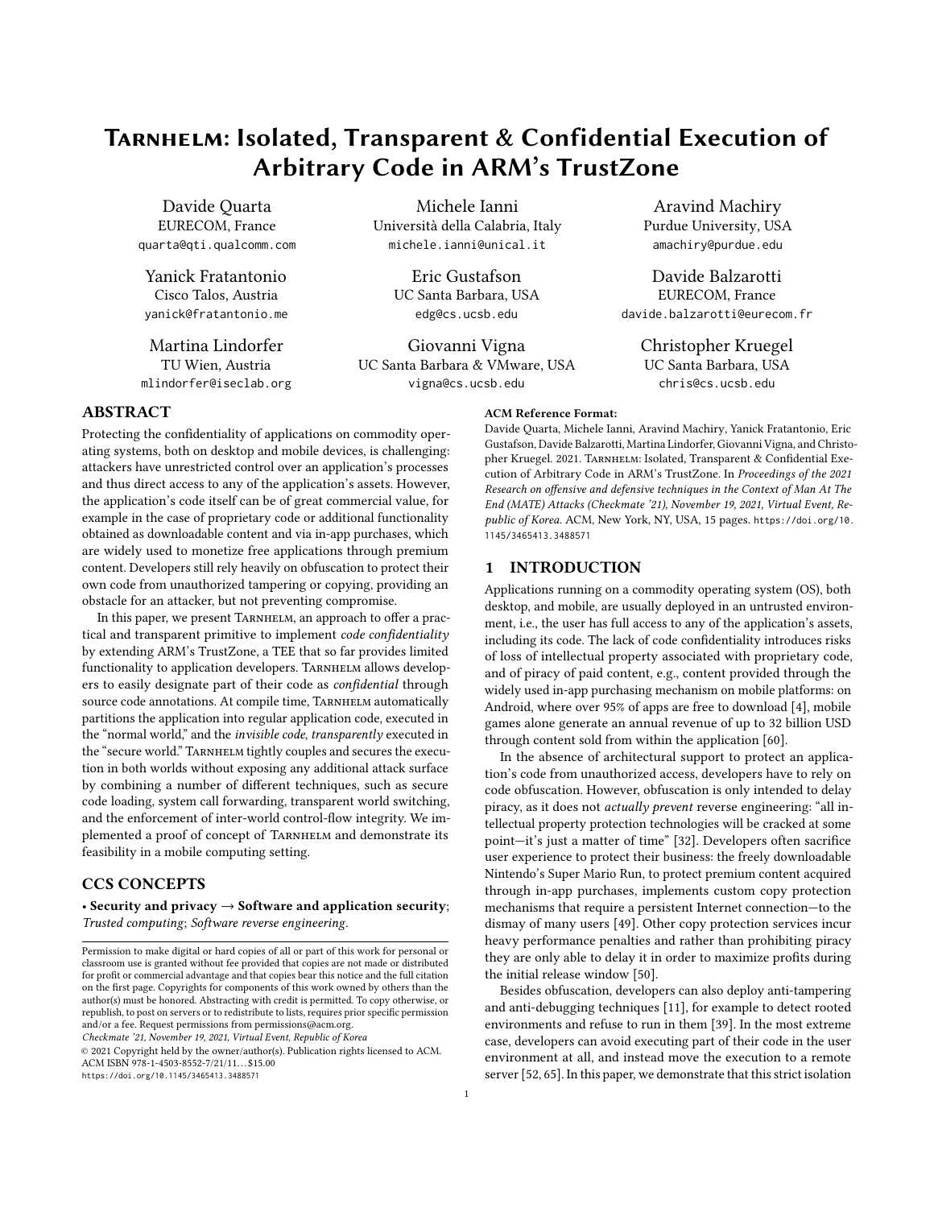# Tarnhelm: Isolated, Transparent & Confidential Execution of Arbitrary Code in ARM's TrustZone

Davide Quarta
EURECOM, France
quarta@qti.qualcomm.com

Michele Ianni
Università della Calabria, Italy
michele.ianni@unical.it

Aravind Machiry
Purdue University, USA
amachiry@purdue.edu

Yanick Fratantonio
Cisco Talos, Austria
yanick@fratantonio.me

Eric Gustafson
UC Santa Barbara, USA
edg@cs.ucsb.edu

Davide Balzarotti
EURECOM, France
davide.balzarotti@eurecom.fr

Martina Lindorfer
TU Wien, Austria
mlindorfer@iseclab.org

Giovanni Vigna
UC Santa Barbara & VMware, USA
vigna@cs.ucsb.edu

Christopher Kruegel
UC Santa Barbara, USA
chris@cs.ucsb.edu

## ABSTRACT

Protecting the confidentiality of applications on commodity operating systems, both on desktop and mobile devices, is challenging: attackers have unrestricted control over an application's processes and thus direct access to any of the application's assets. However, the application's code itself can be of great commercial value, for example in the case of proprietary code or additional functionality obtained as downloadable content and via in-app purchases, which are widely used to monetize free applications through premium content. Developers still rely heavily on obfuscation to protect their own code from unauthorized tampering or copying, providing an obstacle for an attacker, but not preventing compromise.

In this paper, we present Tarnhelm, an approach to offer a practical and transparent primitive to implement *code confidentiality* by extending ARM's TrustZone, a TEE that so far provides limited functionality to application developers. Tarnhelm allows developers to easily designate part of their code as *confidential* through source code annotations. At compile time, Tarnhelm automatically partitions the application into regular application code, executed in the "normal world," and the *invisible code*, *transparently* executed in the "secure world." Tarnhelm tightly couples and secures the execution in both worlds without exposing any additional attack surface by combining a number of different techniques, such as secure code loading, system call forwarding, transparent world switching, and the enforcement of inter-world control-flow integrity. We implemented a proof of concept of Tarnhelm and demonstrate its feasibility in a mobile computing setting.

## CCS CONCEPTS

• **Security and privacy → Software and application security**; *Trusted computing*; *Software reverse engineering*.

Permission to make digital or hard copies of all or part of this work for personal or classroom use is granted without fee provided that copies are not made or distributed for profit or commercial advantage and that copies bear this notice and the full citation on the first page. Copyrights for components of this work owned by others than the author(s) must be honored. Abstracting with credit is permitted. To copy otherwise, or republish, to post on servers or to redistribute to lists, requires prior specific permission and/or a fee. Request permissions from permissions@acm.org.
*Checkmate '21, November 19, 2021, Virtual Event, Republic of Korea*
© 2021 Copyright held by the owner/author(s). Publication rights licensed to ACM.
ACM ISBN 978-1-4503-8552-7/21/11...$15.00
https://doi.org/10.1145/3465413.3488571

**ACM Reference Format:**
Davide Quarta, Michele Ianni, Aravind Machiry, Yanick Fratantonio, Eric Gustafson, Davide Balzarotti, Martina Lindorfer, Giovanni Vigna, and Christopher Kruegel. 2021. Tarnhelm: Isolated, Transparent & Confidential Execution of Arbitrary Code in ARM's TrustZone. In *Proceedings of the 2021 Research on offensive and defensive techniques in the Context of Man At The End (MATE) Attacks (Checkmate '21), November 19, 2021, Virtual Event, Republic of Korea.* ACM, New York, NY, USA, 15 pages. https://doi.org/10.1145/3465413.3488571

## 1 INTRODUCTION

Applications running on a commodity operating system (OS), both desktop, and mobile, are usually deployed in an untrusted environment, i.e., the user has full access to any of the application's assets, including its code. The lack of code confidentiality introduces risks of loss of intellectual property associated with proprietary code, and of piracy of paid content, e.g., content provided through the widely used in-app purchasing mechanism on mobile platforms: on Android, where over 95% of apps are free to download [4], mobile games alone generate an annual revenue of up to 32 billion USD through content sold from within the application [60].

In the absence of architectural support to protect an application's code from unauthorized access, developers have to rely on code obfuscation. However, obfuscation is only intended to delay piracy, as it does not *actually prevent* reverse engineering: "all intellectual property protection technologies will be cracked at some point—it's just a matter of time" [32]. Developers often sacrifice user experience to protect their business: the freely downloadable Nintendo's Super Mario Run, to protect premium content acquired through in-app purchases, implements custom copy protection mechanisms that require a persistent Internet connection—to the dismay of many users [49]. Other copy protection services incur heavy performance penalties and rather than prohibiting piracy they are only able to delay it in order to maximize profits during the initial release window [50].

Besides obfuscation, developers can also deploy anti-tampering and anti-debugging techniques [11], for example to detect rooted environments and refuse to run in them [39]. In the most extreme case, developers can avoid executing part of their code in the user environment at all, and instead move the execution to a remote server [52, 65]. In this paper, we demonstrate that this strict isolation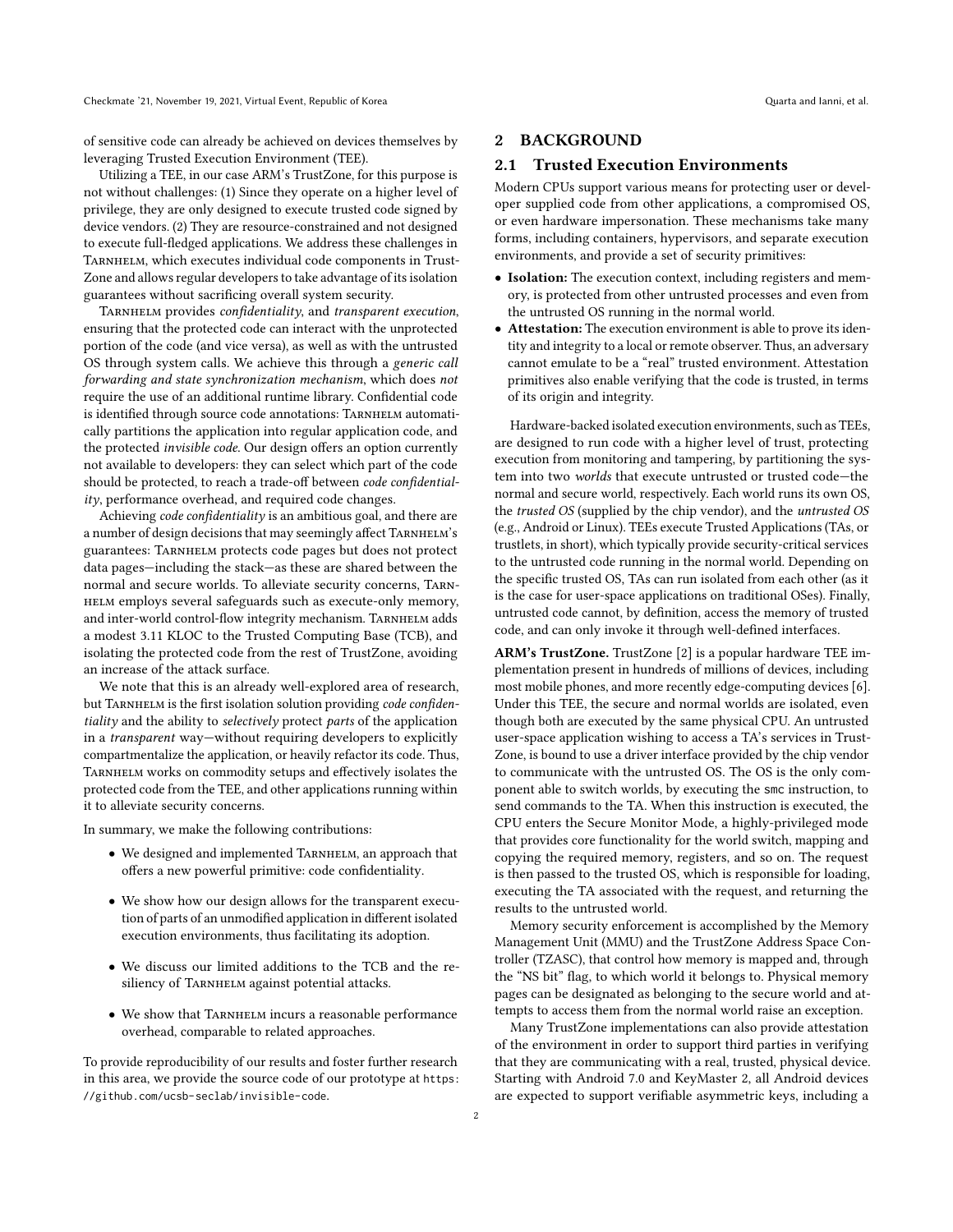of sensitive code can already be achieved on devices themselves by leveraging Trusted Execution Environment (TEE).

Utilizing a TEE, in our case ARM's TrustZone, for this purpose is not without challenges: (1) Since they operate on a higher level of privilege, they are only designed to execute trusted code signed by device vendors. (2) They are resource-constrained and not designed to execute full-fledged applications. We address these challenges in Tarnhelm, which executes individual code components in TrustZone and allows regular developers to take advantage of its isolation guarantees without sacrificing overall system security.

Tarnhelm provides *confidentiality*, and *transparent execution*, ensuring that the protected code can interact with the unprotected portion of the code (and vice versa), as well as with the untrusted OS through system calls. We achieve this through a *generic call forwarding and state synchronization mechanism*, which does *not* require the use of an additional runtime library. Confidential code is identified through source code annotations: Tarnhelm automatically partitions the application into regular application code, and the protected *invisible code*. Our design offers an option currently not available to developers: they can select which part of the code should be protected, to reach a trade-off between *code confidentiality*, performance overhead, and required code changes.

Achieving *code confidentiality* is an ambitious goal, and there are a number of design decisions that may seemingly affect Tarnhelm's guarantees: Tarnhelm protects code pages but does not protect data pages—including the stack—as these are shared between the normal and secure worlds. To alleviate security concerns, Tarnhelm employs several safeguards such as execute-only memory, and inter-world control-flow integrity mechanism. Tarnhelm adds a modest 3.11 KLOC to the Trusted Computing Base (TCB), and isolating the protected code from the rest of TrustZone, avoiding an increase of the attack surface.

We note that this is an already well-explored area of research, but Tarnhelm is the first isolation solution providing *code confidentiality* and the ability to *selectively* protect *parts* of the application in a *transparent* way—without requiring developers to explicitly compartmentalize the application, or heavily refactor its code. Thus, Tarnhelm works on commodity setups and effectively isolates the protected code from the TEE, and other applications running within it to alleviate security concerns.

In summary, we make the following contributions:

- We designed and implemented Tarnhelm, an approach that offers a new powerful primitive: code confidentiality.
- We show how our design allows for the transparent execution of parts of an unmodified application in different isolated execution environments, thus facilitating its adoption.
- We discuss our limited additions to the TCB and the resiliency of Tarnhelm against potential attacks.
- We show that Tarnhelm incurs a reasonable performance overhead, comparable to related approaches.

To provide reproducibility of our results and foster further research in this area, we provide the source code of our prototype at https://github.com/ucsb-seclab/invisible-code.

## 2 BACKGROUND

### 2.1 Trusted Execution Environments

Modern CPUs support various means for protecting user or developer supplied code from other applications, a compromised OS, or even hardware impersonation. These mechanisms take many forms, including containers, hypervisors, and separate execution environments, and provide a set of security primitives:

- **Isolation:** The execution context, including registers and memory, is protected from other untrusted processes and even from the untrusted OS running in the normal world.
- **Attestation:** The execution environment is able to prove its identity and integrity to a local or remote observer. Thus, an adversary cannot emulate to be a "real" trusted environment. Attestation primitives also enable verifying that the code is trusted, in terms of its origin and integrity.

Hardware-backed isolated execution environments, such as TEEs, are designed to run code with a higher level of trust, protecting execution from monitoring and tampering, by partitioning the system into two *worlds* that execute untrusted or trusted code—the normal and secure world, respectively. Each world runs its own OS, the *trusted OS* (supplied by the chip vendor), and the *untrusted OS* (e.g., Android or Linux). TEEs execute Trusted Applications (TAs, or trustlets, in short), which typically provide security-critical services to the untrusted code running in the normal world. Depending on the specific trusted OS, TAs can run isolated from each other (as it is the case for user-space applications on traditional OSes). Finally, untrusted code cannot, by definition, access the memory of trusted code, and can only invoke it through well-defined interfaces.

**ARM's TrustZone.** TrustZone [2] is a popular hardware TEE implementation present in hundreds of millions of devices, including most mobile phones, and more recently edge-computing devices [6]. Under this TEE, the secure and normal worlds are isolated, even though both are executed by the same physical CPU. An untrusted user-space application wishing to access a TA's services in TrustZone, is bound to use a driver interface provided by the chip vendor to communicate with the untrusted OS. The OS is the only component able to switch worlds, by executing the `smc` instruction, to send commands to the TA. When this instruction is executed, the CPU enters the Secure Monitor Mode, a highly-privileged mode that provides core functionality for the world switch, mapping and copying the required memory, registers, and so on. The request is then passed to the trusted OS, which is responsible for loading, executing the TA associated with the request, and returning the results to the untrusted world.

Memory security enforcement is accomplished by the Memory Management Unit (MMU) and the TrustZone Address Space Controller (TZASC), that control how memory is mapped and, through the "NS bit" flag, to which world it belongs to. Physical memory pages can be designated as belonging to the secure world and attempts to access them from the normal world raise an exception.

Many TrustZone implementations can also provide attestation of the environment in order to support third parties in verifying that they are communicating with a real, trusted, physical device. Starting with Android 7.0 and KeyMaster 2, all Android devices are expected to support verifiable asymmetric keys, including a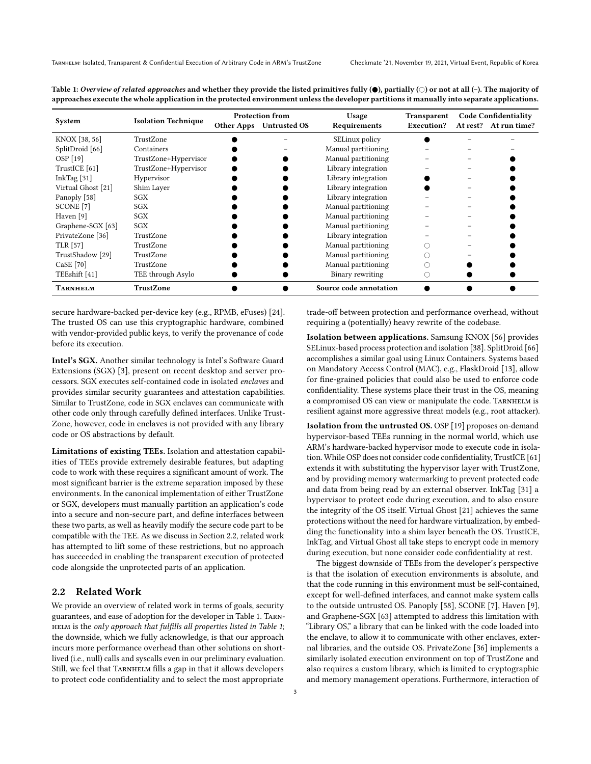Table 1: *Overview of related approaches* and whether they provide the listed primitives fully (●), partially (○) or not at all (–). The majority of approaches execute the whole application in the protected environment unless the developer partitions it manually into separate applications.

| System | Isolation Technique | Protection from | | Usage | Transparent | Code Confidentiality | |
|---|---|---|---|---|---|---|---|
| | | Other Apps | Untrusted OS | Requirements | Execution? | At rest? | At run time? |
| KNOX [38, 56] | TrustZone | ● | – | SELinux policy | ● | – | – |
| SplitDroid [66] | Containers | ● | – | Manual partitioning | – | – | – |
| OSP [19] | TrustZone+Hypervisor | ● | ● | Manual partitioning | – | – | ● |
| TrustICE [61] | TrustZone+Hypervisor | ● | ● | Library integration | – | – | ● |
| InkTag [31] | Hypervisor | ● | ● | Library integration | ● | – | ● |
| Virtual Ghost [21] | Shim Layer | ● | ● | Library integration | ● | – | ● |
| Panoply [58] | SGX | ● | ● | Library integration | – | – | ● |
| SCONE [7] | SGX | ● | ● | Manual partitioning | – | – | ● |
| Haven [9] | SGX | ● | ● | Manual partitioning | – | – | ● |
| Graphene-SGX [63] | SGX | ● | ● | Manual partitioning | – | – | ● |
| PrivateZone [36] | TrustZone | ● | ● | Library integration | – | – | ● |
| TLR [57] | TrustZone | ● | ● | Manual partitioning | ○ | – | ● |
| TrustShadow [29] | TrustZone | ● | ● | Manual partitioning | ○ | – | ● |
| CaSE [70] | TrustZone | ● | ● | Manual partitioning | ○ | ● | ● |
| TEEshift [41] | TEE through Asylo | ● | ● | Binary rewriting | ○ | ● | ● |
| **Tarnhelm** | **TrustZone** | ● | ● | **Source code annotation** | ● | ● | ● |

secure hardware-backed per-device key (e.g., RPMB, eFuses) [24]. The trusted OS can use this cryptographic hardware, combined with vendor-provided public keys, to verify the provenance of code before its execution.

**Intel's SGX.** Another similar technology is Intel's Software Guard Extensions (SGX) [3], present on recent desktop and server processors. SGX executes self-contained code in isolated *enclaves* and provides similar security guarantees and attestation capabilities. Similar to TrustZone, code in SGX enclaves can communicate with other code only through carefully defined interfaces. Unlike TrustZone, however, code in enclaves is not provided with any library code or OS abstractions by default.

**Limitations of existing TEEs.** Isolation and attestation capabilities of TEEs provide extremely desirable features, but adapting code to work with these requires a significant amount of work. The most significant barrier is the extreme separation imposed by these environments. In the canonical implementation of either TrustZone or SGX, developers must manually partition an application's code into a secure and non-secure part, and define interfaces between these two parts, as well as heavily modify the secure code part to be compatible with the TEE. As we discuss in Section 2.2, related work has attempted to lift some of these restrictions, but no approach has succeeded in enabling the transparent execution of protected code alongside the unprotected parts of an application.

## 2.2 Related Work

We provide an overview of related work in terms of goals, security guarantees, and ease of adoption for the developer in Table 1. Tarnhelm is the *only approach that fulfills all properties listed in Table 1*; the downside, which we fully acknowledge, is that our approach incurs more performance overhead than other solutions on short-lived (i.e., null) calls and syscalls even in our preliminary evaluation. Still, we feel that Tarnhelm fills a gap in that it allows developers to protect code confidentiality and to select the most appropriate trade-off between protection and performance overhead, without requiring a (potentially) heavy rewrite of the codebase.

**Isolation between applications.** Samsung KNOX [56] provides SELinux-based process protection and isolation [38]. SplitDroid [66] accomplishes a similar goal using Linux Containers. Systems based on Mandatory Access Control (MAC), e.g., FlaskDroid [13], allow for fine-grained policies that could also be used to enforce code confidentiality. These systems place their trust in the OS, meaning a compromised OS can view or manipulate the code. Tarnhelm is resilient against more aggressive threat models (e.g., root attacker).

**Isolation from the untrusted OS.** OSP [19] proposes on-demand hypervisor-based TEEs running in the normal world, which use ARM's hardware-based hypervisor mode to execute code in isolation. While OSP does not consider code confidentiality, TrustICE [61] extends it with substituting the hypervisor layer with TrustZone, and by providing memory watermarking to prevent protected code and data from being read by an external observer. InkTag [31] a hypervisor to protect code during execution, and to also ensure the integrity of the OS itself. Virtual Ghost [21] achieves the same protections without the need for hardware virtualization, by embedding the functionality into a shim layer beneath the OS. TrustICE, InkTag, and Virtual Ghost all take steps to encrypt code in memory during execution, but none consider code confidentiality at rest.

The biggest downside of TEEs from the developer's perspective is that the isolation of execution environments is absolute, and that the code running in this environment must be self-contained, except for well-defined interfaces, and cannot make system calls to the outside untrusted OS. Panoply [58], SCONE [7], Haven [9], and Graphene-SGX [63] attempted to address this limitation with "Library OS," a library that can be linked with the code loaded into the enclave, to allow it to communicate with other enclaves, external libraries, and the outside OS. PrivateZone [36] implements a similarly isolated execution environment on top of TrustZone and also requires a custom library, which is limited to cryptographic and memory management operations. Furthermore, interaction of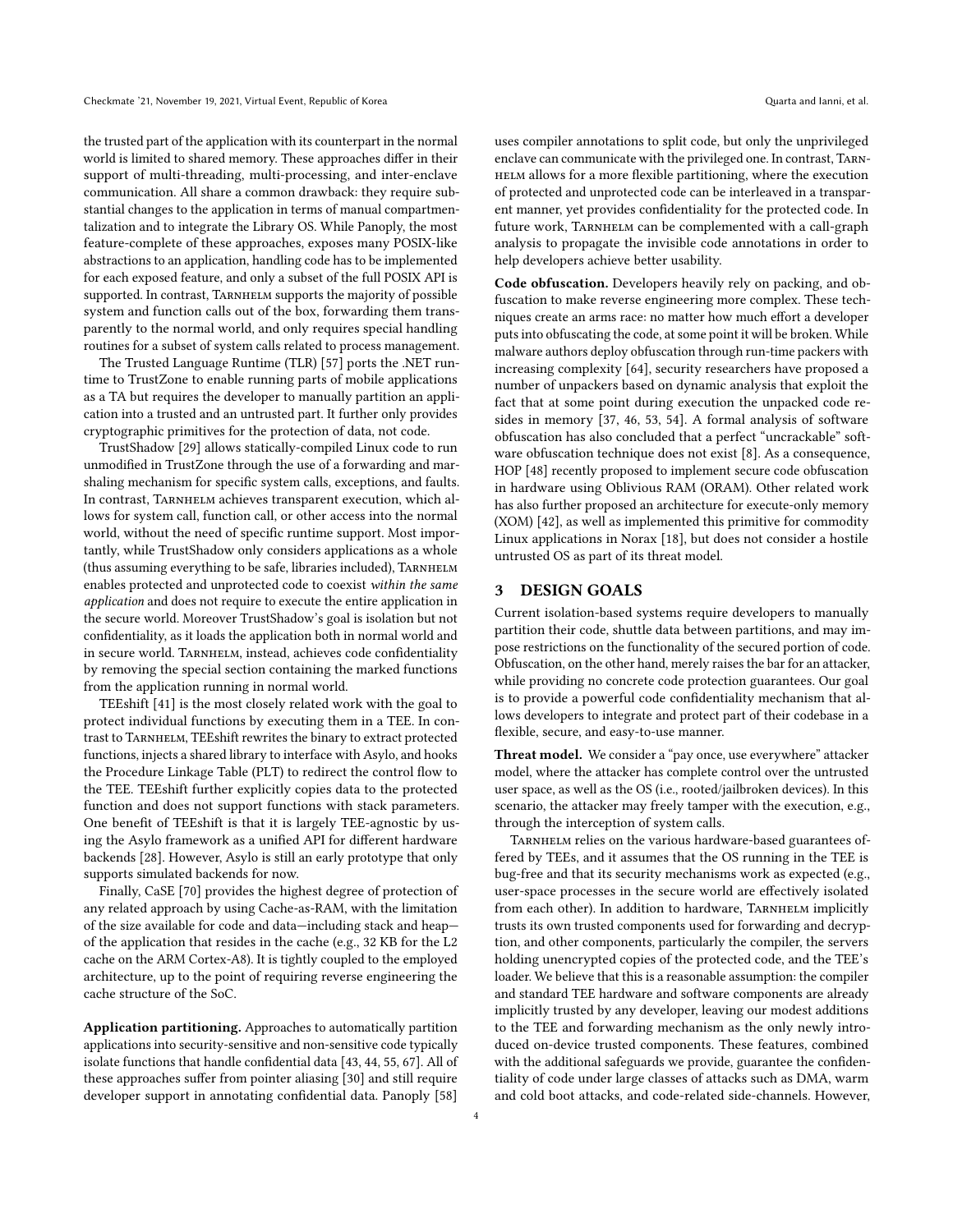the trusted part of the application with its counterpart in the normal world is limited to shared memory. These approaches differ in their support of multi-threading, multi-processing, and inter-enclave communication. All share a common drawback: they require substantial changes to the application in terms of manual compartmentalization and to integrate the Library OS. While Panoply, the most feature-complete of these approaches, exposes many POSIX-like abstractions to an application, handling code has to be implemented for each exposed feature, and only a subset of the full POSIX API is supported. In contrast, Tarnhelm supports the majority of possible system and function calls out of the box, forwarding them transparently to the normal world, and only requires special handling routines for a subset of system calls related to process management.

The Trusted Language Runtime (TLR) [57] ports the .NET runtime to TrustZone to enable running parts of mobile applications as a TA but requires the developer to manually partition an application into a trusted and an untrusted part. It further only provides cryptographic primitives for the protection of data, not code.

TrustShadow [29] allows statically-compiled Linux code to run unmodified in TrustZone through the use of a forwarding and marshaling mechanism for specific system calls, exceptions, and faults. In contrast, Tarnhelm achieves transparent execution, which allows for system call, function call, or other access into the normal world, without the need of specific runtime support. Most importantly, while TrustShadow only considers applications as a whole (thus assuming everything to be safe, libraries included), Tarnhelm enables protected and unprotected code to coexist *within the same application* and does not require to execute the entire application in the secure world. Moreover TrustShadow's goal is isolation but not confidentiality, as it loads the application both in normal world and in secure world. Tarnhelm, instead, achieves code confidentiality by removing the special section containing the marked functions from the application running in normal world.

TEEshift [41] is the most closely related work with the goal to protect individual functions by executing them in a TEE. In contrast to Tarnhelm, TEEshift rewrites the binary to extract protected functions, injects a shared library to interface with Asylo, and hooks the Procedure Linkage Table (PLT) to redirect the control flow to the TEE. TEEshift further explicitly copies data to the protected function and does not support functions with stack parameters. One benefit of TEEshift is that it is largely TEE-agnostic by using the Asylo framework as a unified API for different hardware backends [28]. However, Asylo is still an early prototype that only supports simulated backends for now.

Finally, CaSE [70] provides the highest degree of protection of any related approach by using Cache-as-RAM, with the limitation of the size available for code and data—including stack and heap—of the application that resides in the cache (e.g., 32 KB for the L2 cache on the ARM Cortex-A8). It is tightly coupled to the employed architecture, up to the point of requiring reverse engineering the cache structure of the SoC.

**Application partitioning.** Approaches to automatically partition applications into security-sensitive and non-sensitive code typically isolate functions that handle confidential data [43, 44, 55, 67]. All of these approaches suffer from pointer aliasing [30] and still require developer support in annotating confidential data. Panoply [58] uses compiler annotations to split code, but only the unprivileged enclave can communicate with the privileged one. In contrast, Tarnhelm allows for a more flexible partitioning, where the execution of protected and unprotected code can be interleaved in a transparent manner, yet provides confidentiality for the protected code. In future work, Tarnhelm can be complemented with a call-graph analysis to propagate the invisible code annotations in order to help developers achieve better usability.

**Code obfuscation.** Developers heavily rely on packing, and obfuscation to make reverse engineering more complex. These techniques create an arms race: no matter how much effort a developer puts into obfuscating the code, at some point it will be broken. While malware authors deploy obfuscation through run-time packers with increasing complexity [64], security researchers have proposed a number of unpackers based on dynamic analysis that exploit the fact that at some point during execution the unpacked code resides in memory [37, 46, 53, 54]. A formal analysis of software obfuscation has also concluded that a perfect "uncrackable" software obfuscation technique does not exist [8]. As a consequence, HOP [48] recently proposed to implement secure code obfuscation in hardware using Oblivious RAM (ORAM). Other related work has also further proposed an architecture for execute-only memory (XOM) [42], as well as implemented this primitive for commodity Linux applications in Norax [18], but does not consider a hostile untrusted OS as part of its threat model.

## 3 DESIGN GOALS

Current isolation-based systems require developers to manually partition their code, shuttle data between partitions, and may impose restrictions on the functionality of the secured portion of code. Obfuscation, on the other hand, merely raises the bar for an attacker, while providing no concrete code protection guarantees. Our goal is to provide a powerful code confidentiality mechanism that allows developers to integrate and protect part of their codebase in a flexible, secure, and easy-to-use manner.

**Threat model.** We consider a "pay once, use everywhere" attacker model, where the attacker has complete control over the untrusted user space, as well as the OS (i.e., rooted/jailbroken devices). In this scenario, the attacker may freely tamper with the execution, e.g., through the interception of system calls.

Tarnhelm relies on the various hardware-based guarantees offered by TEEs, and it assumes that the OS running in the TEE is bug-free and that its security mechanisms work as expected (e.g., user-space processes in the secure world are effectively isolated from each other). In addition to hardware, Tarnhelm implicitly trusts its own trusted components used for forwarding and decryption, and other components, particularly the compiler, the servers holding unencrypted copies of the protected code, and the TEE's loader. We believe that this is a reasonable assumption: the compiler and standard TEE hardware and software components are already implicitly trusted by any developer, leaving our modest additions to the TEE and forwarding mechanism as the only newly introduced on-device trusted components. These features, combined with the additional safeguards we provide, guarantee the confidentiality of code under large classes of attacks such as DMA, warm and cold boot attacks, and code-related side-channels. However,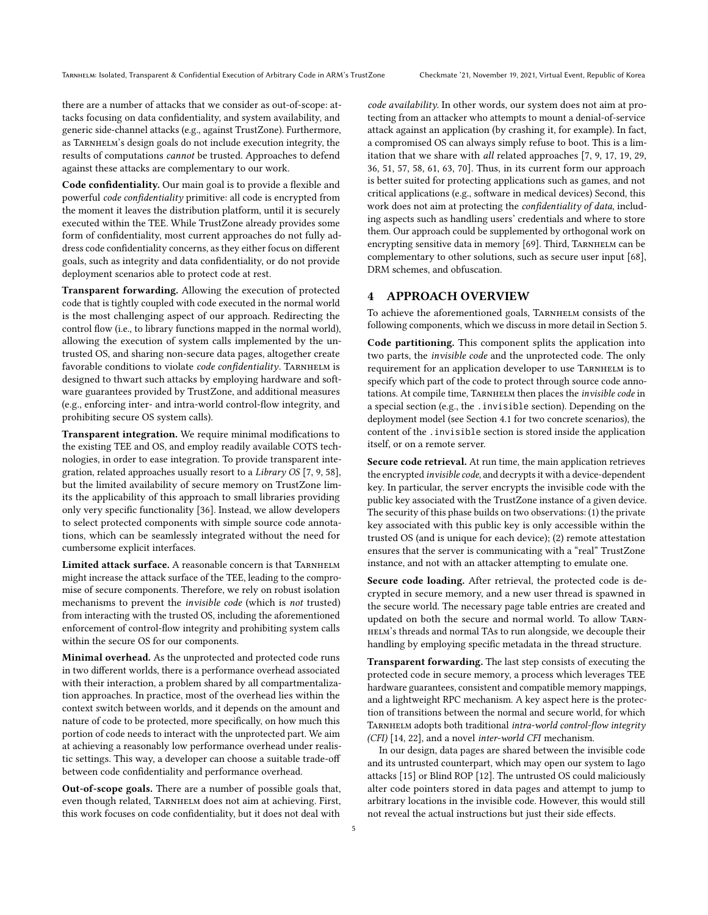there are a number of attacks that we consider as out-of-scope: attacks focusing on data confidentiality, and system availability, and generic side-channel attacks (e.g., against TrustZone). Furthermore, as Tarnhelm's design goals do not include execution integrity, the results of computations *cannot* be trusted. Approaches to defend against these attacks are complementary to our work.

**Code confidentiality.** Our main goal is to provide a flexible and powerful *code confidentiality* primitive: all code is encrypted from the moment it leaves the distribution platform, until it is securely executed within the TEE. While TrustZone already provides some form of confidentiality, most current approaches do not fully address code confidentiality concerns, as they either focus on different goals, such as integrity and data confidentiality, or do not provide deployment scenarios able to protect code at rest.

**Transparent forwarding.** Allowing the execution of protected code that is tightly coupled with code executed in the normal world is the most challenging aspect of our approach. Redirecting the control flow (i.e., to library functions mapped in the normal world), allowing the execution of system calls implemented by the untrusted OS, and sharing non-secure data pages, altogether create favorable conditions to violate *code confidentiality*. Tarnhelm is designed to thwart such attacks by employing hardware and software guarantees provided by TrustZone, and additional measures (e.g., enforcing inter- and intra-world control-flow integrity, and prohibiting secure OS system calls).

**Transparent integration.** We require minimal modifications to the existing TEE and OS, and employ readily available COTS technologies, in order to ease integration. To provide transparent integration, related approaches usually resort to a *Library OS* [7, 9, 58], but the limited availability of secure memory on TrustZone limits the applicability of this approach to small libraries providing only very specific functionality [36]. Instead, we allow developers to select protected components with simple source code annotations, which can be seamlessly integrated without the need for cumbersome explicit interfaces.

**Limited attack surface.** A reasonable concern is that Tarnhelm might increase the attack surface of the TEE, leading to the compromise of secure components. Therefore, we rely on robust isolation mechanisms to prevent the *invisible code* (which is *not* trusted) from interacting with the trusted OS, including the aforementioned enforcement of control-flow integrity and prohibiting system calls within the secure OS for our components.

**Minimal overhead.** As the unprotected and protected code runs in two different worlds, there is a performance overhead associated with their interaction, a problem shared by all compartmentalization approaches. In practice, most of the overhead lies within the context switch between worlds, and it depends on the amount and nature of code to be protected, more specifically, on how much this portion of code needs to interact with the unprotected part. We aim at achieving a reasonably low performance overhead under realistic settings. This way, a developer can choose a suitable trade-off between code confidentiality and performance overhead.

**Out-of-scope goals.** There are a number of possible goals that, even though related, Tarnhelm does not aim at achieving. First, this work focuses on code confidentiality, but it does not deal with *code availability*. In other words, our system does not aim at protecting from an attacker who attempts to mount a denial-of-service attack against an application (by crashing it, for example). In fact, a compromised OS can always simply refuse to boot. This is a limitation that we share with *all* related approaches [7, 9, 17, 19, 29, 36, 51, 57, 58, 61, 63, 70]. Thus, in its current form our approach is better suited for protecting applications such as games, and not critical applications (e.g., software in medical devices) Second, this work does not aim at protecting the *confidentiality of data*, including aspects such as handling users' credentials and where to store them. Our approach could be supplemented by orthogonal work on encrypting sensitive data in memory [69]. Third, Tarnhelm can be complementary to other solutions, such as secure user input [68], DRM schemes, and obfuscation.

# 4 APPROACH OVERVIEW

To achieve the aforementioned goals, Tarnhelm consists of the following components, which we discuss in more detail in Section 5.

**Code partitioning.** This component splits the application into two parts, the *invisible code* and the unprotected code. The only requirement for an application developer to use Tarnhelm is to specify which part of the code to protect through source code annotations. At compile time, Tarnhelm then places the *invisible code* in a special section (e.g., the `.invisible` section). Depending on the deployment model (see Section 4.1 for two concrete scenarios), the content of the `.invisible` section is stored inside the application itself, or on a remote server.

**Secure code retrieval.** At run time, the main application retrieves the encrypted *invisible code*, and decrypts it with a device-dependent key. In particular, the server encrypts the invisible code with the public key associated with the TrustZone instance of a given device. The security of this phase builds on two observations: (1) the private key associated with this public key is only accessible within the trusted OS (and is unique for each device); (2) remote attestation ensures that the server is communicating with a "real" TrustZone instance, and not with an attacker attempting to emulate one.

**Secure code loading.** After retrieval, the protected code is decrypted in secure memory, and a new user thread is spawned in the secure world. The necessary page table entries are created and updated on both the secure and normal world. To allow Tarnhelm's threads and normal TAs to run alongside, we decouple their handling by employing specific metadata in the thread structure.

**Transparent forwarding.** The last step consists of executing the protected code in secure memory, a process which leverages TEE hardware guarantees, consistent and compatible memory mappings, and a lightweight RPC mechanism. A key aspect here is the protection of transitions between the normal and secure world, for which Tarnhelm adopts both traditional *intra-world control-flow integrity (CFI)* [14, 22], and a novel *inter-world CFI* mechanism.

In our design, data pages are shared between the invisible code and its untrusted counterpart, which may open our system to Iago attacks [15] or Blind ROP [12]. The untrusted OS could maliciously alter code pointers stored in data pages and attempt to jump to arbitrary locations in the invisible code. However, this would still not reveal the actual instructions but just their side effects.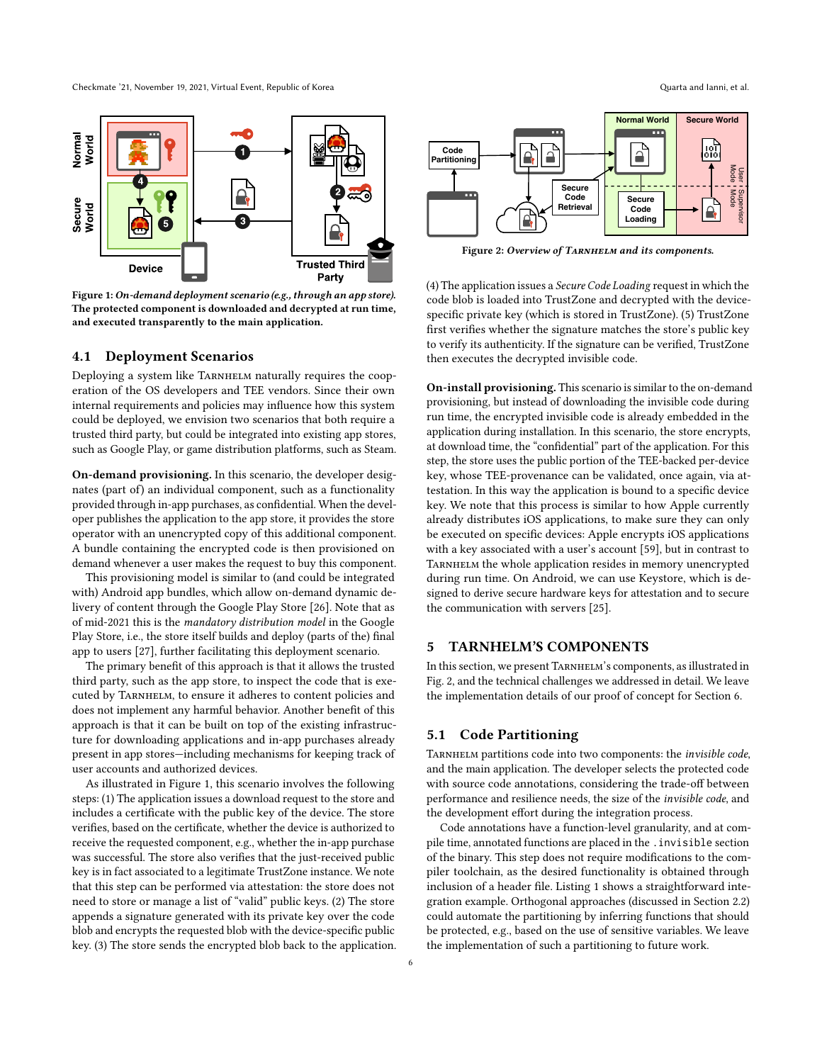**Figure 1: *On-demand deployment scenario (e.g., through an app store).* The protected component is downloaded and decrypted at run time, and executed transparently to the main application.**

### 4.1 Deployment Scenarios

Deploying a system like TARNHELM naturally requires the cooperation of the OS developers and TEE vendors. Since their own internal requirements and policies may influence how this system could be deployed, we envision two scenarios that both require a trusted third party, but could be integrated into existing app stores, such as Google Play, or game distribution platforms, such as Steam.

**On-demand provisioning.** In this scenario, the developer designates (part of) an individual component, such as a functionality provided through in-app purchases, as confidential. When the developer publishes the application to the app store, it provides the store operator with an unencrypted copy of this additional component. A bundle containing the encrypted code is then provisioned on demand whenever a user makes the request to buy this component.

This provisioning model is similar to (and could be integrated with) Android app bundles, which allow on-demand dynamic delivery of content through the Google Play Store [26]. Note that as of mid-2021 this is the *mandatory distribution model* in the Google Play Store, i.e., the store itself builds and deploy (parts of the) final app to users [27], further facilitating this deployment scenario.

The primary benefit of this approach is that it allows the trusted third party, such as the app store, to inspect the code that is executed by TARNHELM, to ensure it adheres to content policies and does not implement any harmful behavior. Another benefit of this approach is that it can be built on top of the existing infrastructure for downloading applications and in-app purchases already present in app stores—including mechanisms for keeping track of user accounts and authorized devices.

As illustrated in Figure 1, this scenario involves the following steps: (1) The application issues a download request to the store and includes a certificate with the public key of the device. The store verifies, based on the certificate, whether the device is authorized to receive the requested component, e.g., whether the in-app purchase was successful. The store also verifies that the just-received public key is in fact associated to a legitimate TrustZone instance. We note that this step can be performed via attestation: the store does not need to store or manage a list of "valid" public keys. (2) The store appends a signature generated with its private key over the code blob and encrypts the requested blob with the device-specific public key. (3) The store sends the encrypted blob back to the application.

**Figure 2: *Overview of TARNHELM and its components.***

(4) The application issues a *Secure Code Loading* request in which the code blob is loaded into TrustZone and decrypted with the device-specific private key (which is stored in TrustZone). (5) TrustZone first verifies whether the signature matches the store's public key to verify its authenticity. If the signature can be verified, TrustZone then executes the decrypted invisible code.

**On-install provisioning.** This scenario is similar to the on-demand provisioning, but instead of downloading the invisible code during run time, the encrypted invisible code is already embedded in the application during installation. In this scenario, the store encrypts, at download time, the "confidential" part of the application. For this step, the store uses the public portion of the TEE-backed per-device key, whose TEE-provenance can be validated, once again, via attestation. In this way the application is bound to a specific device key. We note that this process is similar to how Apple currently already distributes iOS applications, to make sure they can only be executed on specific devices: Apple encrypts iOS applications with a key associated with a user's account [59], but in contrast to TARNHELM the whole application resides in memory unencrypted during run time. On Android, we can use Keystore, which is designed to derive secure hardware keys for attestation and to secure the communication with servers [25].

## 5 TARNHELM'S COMPONENTS

In this section, we present TARNHELM's components, as illustrated in Fig. 2, and the technical challenges we addressed in detail. We leave the implementation details of our proof of concept for Section 6.

### 5.1 Code Partitioning

TARNHELM partitions code into two components: the *invisible code*, and the main application. The developer selects the protected code with source code annotations, considering the trade-off between performance and resilience needs, the size of the *invisible code*, and the development effort during the integration process.

Code annotations have a function-level granularity, and at compile time, annotated functions are placed in the `.invisible` section of the binary. This step does not require modifications to the compiler toolchain, as the desired functionality is obtained through inclusion of a header file. Listing 1 shows a straightforward integration example. Orthogonal approaches (discussed in Section 2.2) could automate the partitioning by inferring functions that should be protected, e.g., based on the use of sensitive variables. We leave the implementation of such a partitioning to future work.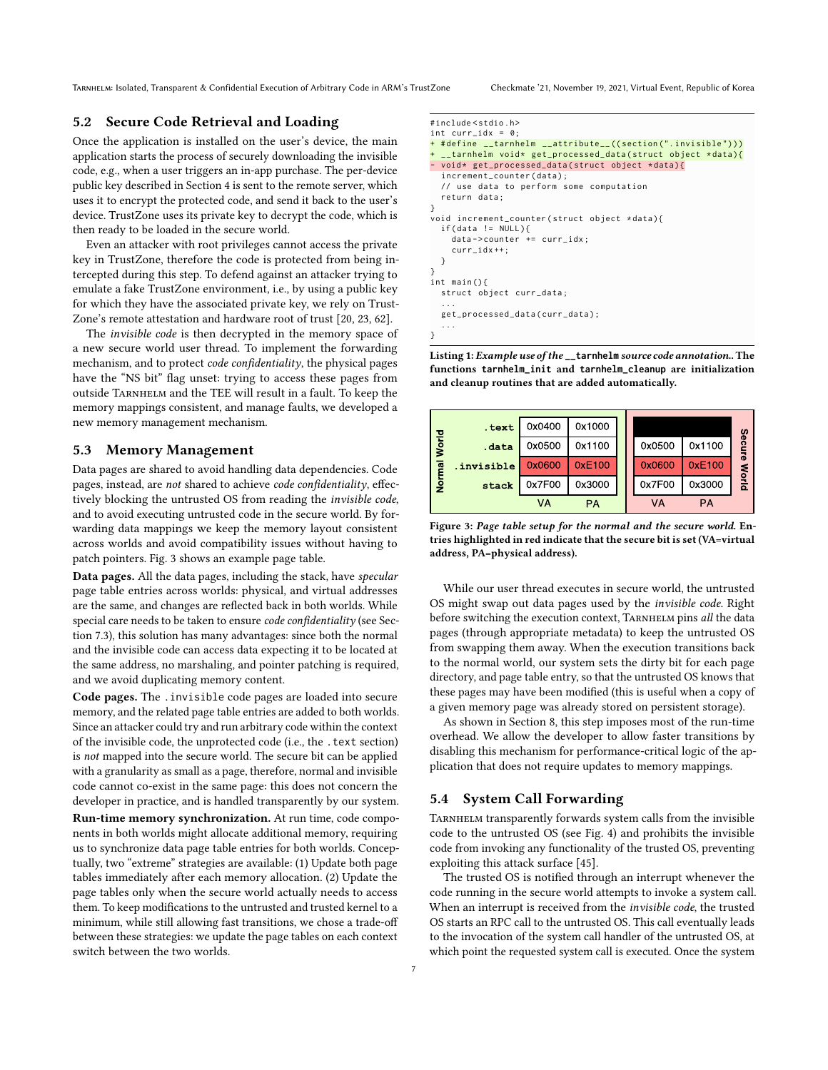## 5.2 Secure Code Retrieval and Loading

Once the application is installed on the user's device, the main application starts the process of securely downloading the invisible code, e.g., when a user triggers an in-app purchase. The per-device public key described in Section 4 is sent to the remote server, which uses it to encrypt the protected code, and send it back to the user's device. TrustZone uses its private key to decrypt the code, which is then ready to be loaded in the secure world.

Even an attacker with root privileges cannot access the private key in TrustZone, therefore the code is protected from being intercepted during this step. To defend against an attacker trying to emulate a fake TrustZone environment, i.e., by using a public key for which they have the associated private key, we rely on TrustZone's remote attestation and hardware root of trust [20, 23, 62].

The *invisible code* is then decrypted in the memory space of a new secure world user thread. To implement the forwarding mechanism, and to protect *code confidentiality*, the physical pages have the "NS bit" flag unset: trying to access these pages from outside Tarnhelm and the TEE will result in a fault. To keep the memory mappings consistent, and manage faults, we developed a new memory management mechanism.

## 5.3 Memory Management

Data pages are shared to avoid handling data dependencies. Code pages, instead, are *not* shared to achieve *code confidentiality*, effectively blocking the untrusted OS from reading the *invisible code*, and to avoid executing untrusted code in the secure world. By forwarding data mappings we keep the memory layout consistent across worlds and avoid compatibility issues without having to patch pointers. Fig. 3 shows an example page table.

**Data pages.** All the data pages, including the stack, have *specular* page table entries across worlds: physical, and virtual addresses are the same, and changes are reflected back in both worlds. While special care needs to be taken to ensure *code confidentiality* (see Section 7.3), this solution has many advantages: since both the normal and the invisible code can access data expecting it to be located at the same address, no marshaling, and pointer patching is required, and we avoid duplicating memory content.

**Code pages.** The `.invisible` code pages are loaded into secure memory, and the related page table entries are added to both worlds. Since an attacker could try and run arbitrary code within the context of the invisible code, the unprotected code (i.e., the `.text` section) is *not* mapped into the secure world. The secure bit can be applied with a granularity as small as a page, therefore, normal and invisible code cannot co-exist in the same page: this does not concern the developer in practice, and is handled transparently by our system.

**Run-time memory synchronization.** At run time, code components in both worlds might allocate additional memory, requiring us to synchronize data page table entries for both worlds. Conceptually, two "extreme" strategies are available: (1) Update both page tables immediately after each memory allocation. (2) Update the page tables only when the secure world actually needs to access them. To keep modifications to the untrusted and trusted kernel to a minimum, while still allowing fast transitions, we chose a trade-off between these strategies: we update the page tables on each context switch between the two worlds.

```
#include<stdio.h>
int curr_idx = 0;
+ #define __tarnhelm __attribute__((section(".invisible")))
+ __tarnhelm void* get_processed_data(struct object *data){
- void* get_processed_data(struct object *data){
  increment_counter(data);
  // use data to perform some computation
  return data;
}
void increment_counter(struct object *data){
  if(data != NULL){
    data->counter += curr_idx;
    curr_idx++;
  }
}
int main(){
  struct object curr_data;
  ...
  get_processed_data(curr_data);
  ...
}
```

**Listing 1: *Example use of the `__tarnhelm` source code annotation.*. The functions `tarnhelm_init` and `tarnhelm_cleanup` are initialization and cleanup routines that are added automatically.**

| Normal World | VA | PA | Secure World VA | Secure World PA |
|---|---|---|---|---|
| .text | 0x0400 | 0x1000 | | |
| .data | 0x0500 | 0x1100 | 0x0500 | 0x1100 |
| .invisible | 0x0600 | 0xE100 | 0x0600 | 0xE100 |
| stack | 0x7F00 | 0x3000 | 0x7F00 | 0x3000 |

**Figure 3: *Page table setup for the normal and the secure world.* Entries highlighted in red indicate that the secure bit is set (VA=virtual address, PA=physical address).**

While our user thread executes in secure world, the untrusted OS might swap out data pages used by the *invisible code*. Right before switching the execution context, Tarnhelm pins *all* the data pages (through appropriate metadata) to keep the untrusted OS from swapping them away. When the execution transitions back to the normal world, our system sets the dirty bit for each page directory, and page table entry, so that the untrusted OS knows that these pages may have been modified (this is useful when a copy of a given memory page was already stored on persistent storage).

As shown in Section 8, this step imposes most of the run-time overhead. We allow the developer to allow faster transitions by disabling this mechanism for performance-critical logic of the application that does not require updates to memory mappings.

## 5.4 System Call Forwarding

Tarnhelm transparently forwards system calls from the invisible code to the untrusted OS (see Fig. 4) and prohibits the invisible code from invoking any functionality of the trusted OS, preventing exploiting this attack surface [45].

The trusted OS is notified through an interrupt whenever the code running in the secure world attempts to invoke a system call. When an interrupt is received from the *invisible code*, the trusted OS starts an RPC call to the untrusted OS. This call eventually leads to the invocation of the system call handler of the untrusted OS, at which point the requested system call is executed. Once the system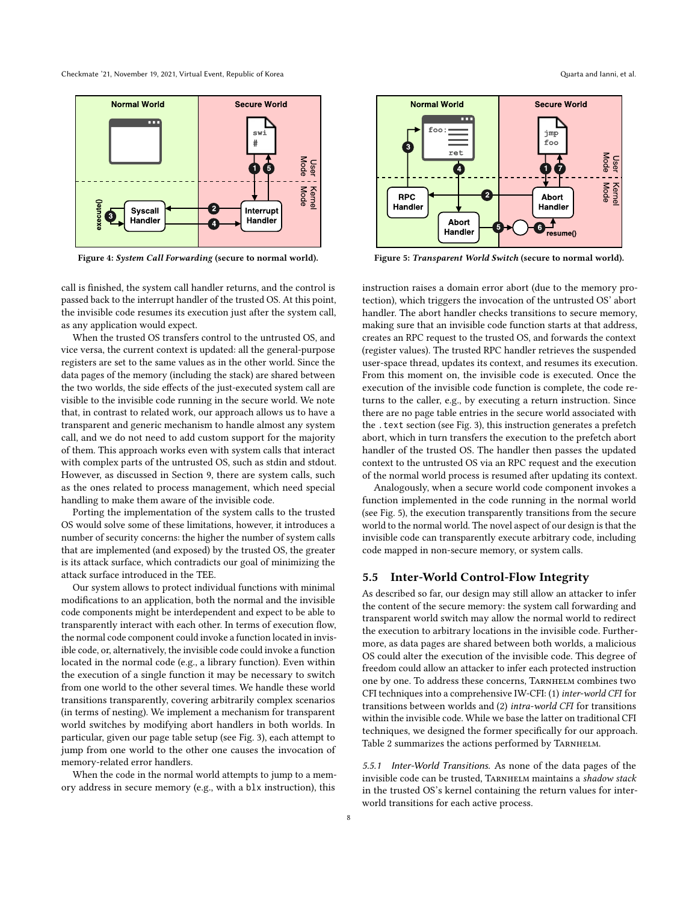Figure 4: *System Call Forwarding* (secure to normal world).

Figure 5: *Transparent World Switch* (secure to normal world).

call is finished, the system call handler returns, and the control is passed back to the interrupt handler of the trusted OS. At this point, the invisible code resumes its execution just after the system call, as any application would expect.

When the trusted OS transfers control to the untrusted OS, and vice versa, the current context is updated: all the general-purpose registers are set to the same values as in the other world. Since the data pages of the memory (including the stack) are shared between the two worlds, the side effects of the just-executed system call are visible to the invisible code running in the secure world. We note that, in contrast to related work, our approach allows us to have a transparent and generic mechanism to handle almost any system call, and we do not need to add custom support for the majority of them. This approach works even with system calls that interact with complex parts of the untrusted OS, such as stdin and stdout. However, as discussed in Section 9, there are system calls, such as the ones related to process management, which need special handling to make them aware of the invisible code.

Porting the implementation of the system calls to the trusted OS would solve some of these limitations, however, it introduces a number of security concerns: the higher the number of system calls that are implemented (and exposed) by the trusted OS, the greater is its attack surface, which contradicts our goal of minimizing the attack surface introduced in the TEE.

Our system allows to protect individual functions with minimal modifications to an application, both the normal and the invisible code components might be interdependent and expect to be able to transparently interact with each other. In terms of execution flow, the normal code component could invoke a function located in invisible code, or, alternatively, the invisible code could invoke a function located in the normal code (e.g., a library function). Even within the execution of a single function it may be necessary to switch from one world to the other several times. We handle these world transitions transparently, covering arbitrarily complex scenarios (in terms of nesting). We implement a mechanism for transparent world switches by modifying abort handlers in both worlds. In particular, given our page table setup (see Fig. 3), each attempt to jump from one world to the other one causes the invocation of memory-related error handlers.

When the code in the normal world attempts to jump to a memory address in secure memory (e.g., with a `blx` instruction), this instruction raises a domain error abort (due to the memory protection), which triggers the invocation of the untrusted OS' abort handler. The abort handler checks transitions to secure memory, making sure that an invisible code function starts at that address, creates an RPC request to the trusted OS, and forwards the context (register values). The trusted RPC handler retrieves the suspended user-space thread, updates its context, and resumes its execution. From this moment on, the invisible code is executed. Once the execution of the invisible code function is complete, the code returns to the caller, e.g., by executing a return instruction. Since there are no page table entries in the secure world associated with the `.text` section (see Fig. 3), this instruction generates a prefetch abort, which in turn transfers the execution to the prefetch abort handler of the trusted OS. The handler then passes the updated context to the untrusted OS via an RPC request and the execution of the normal world process is resumed after updating its context.

Analogously, when a secure world code component invokes a function implemented in the code running in the normal world (see Fig. 5), the execution transparently transitions from the secure world to the normal world. The novel aspect of our design is that the invisible code can transparently execute arbitrary code, including code mapped in non-secure memory, or system calls.

## 5.5 Inter-World Control-Flow Integrity

As described so far, our design may still allow an attacker to infer the content of the secure memory: the system call forwarding and transparent world switch may allow the normal world to redirect the execution to arbitrary locations in the invisible code. Furthermore, as data pages are shared between both worlds, a malicious OS could alter the execution of the invisible code. This degree of freedom could allow an attacker to infer each protected instruction one by one. To address these concerns, Tarnhelm combines two CFI techniques into a comprehensive IW-CFI: (1) *inter-world CFI* for transitions between worlds and (2) *intra-world CFI* for transitions within the invisible code. While we base the latter on traditional CFI techniques, we designed the former specifically for our approach. Table 2 summarizes the actions performed by Tarnhelm.

*5.5.1 Inter-World Transitions.* As none of the data pages of the invisible code can be trusted, Tarnhelm maintains a *shadow stack* in the trusted OS's kernel containing the return values for inter-world transitions for each active process.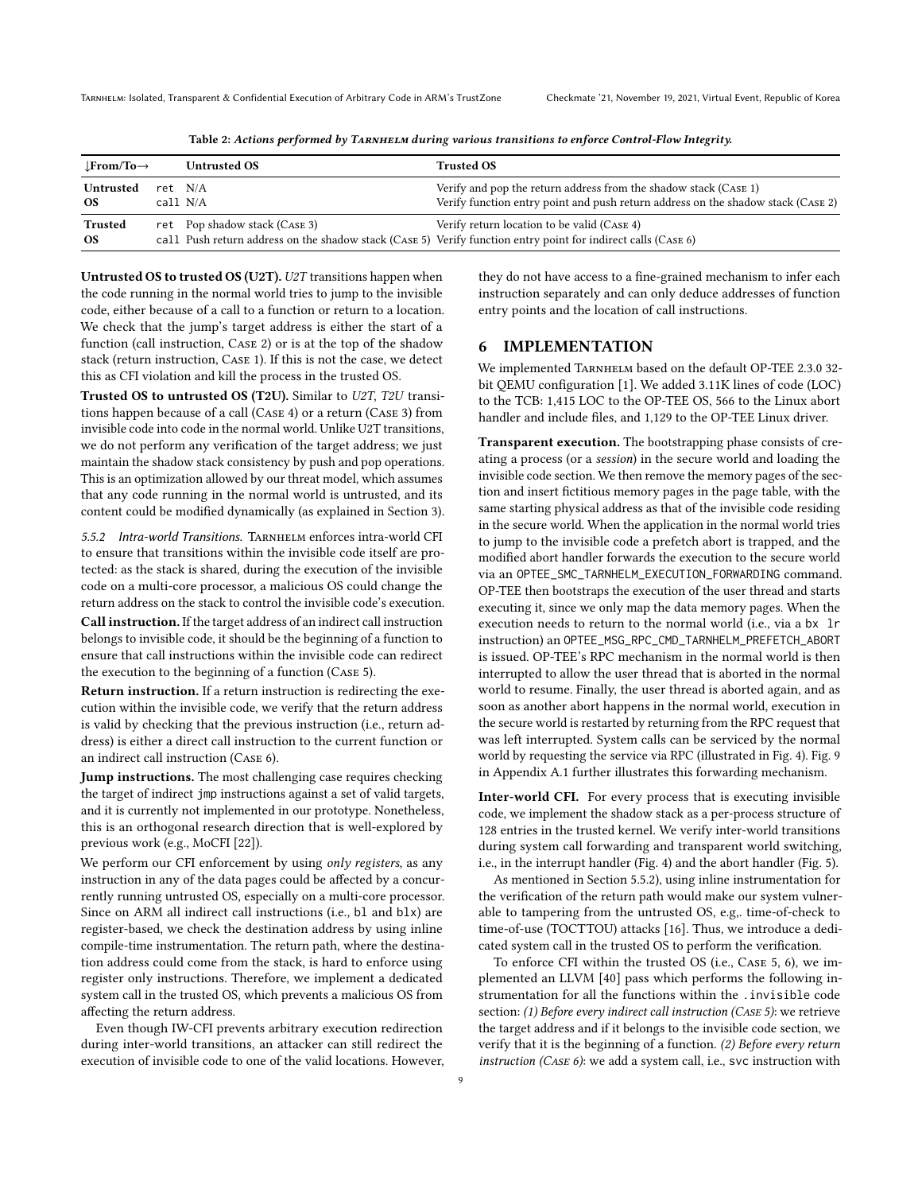Table 2: *Actions performed by Tarnhelm during various transitions to enforce Control-Flow Integrity.*

| ↓From/To→ | | Untrusted OS | Trusted OS |
|---|---|---|---|
| **Untrusted OS** | ret | N/A | Verify and pop the return address from the shadow stack (Case 1) |
| | call | N/A | Verify function entry point and push return address on the shadow stack (Case 2) |
| **Trusted OS** | ret | Pop shadow stack (Case 3) | Verify return location to be valid (Case 4) |
| | call | Push return address on the shadow stack (Case 5) | Verify function entry point for indirect calls (Case 6) |

**Untrusted OS to trusted OS (U2T).** *U2T* transitions happen when the code running in the normal world tries to jump to the invisible code, either because of a call to a function or return to a location. We check that the jump's target address is either the start of a function (call instruction, Case 2) or is at the top of the shadow stack (return instruction, Case 1). If this is not the case, we detect this as CFI violation and kill the process in the trusted OS.

**Trusted OS to untrusted OS (T2U).** Similar to *U2T*, *T2U* transitions happen because of a call (Case 4) or a return (Case 3) from invisible code into code in the normal world. Unlike U2T transitions, we do not perform any verification of the target address; we just maintain the shadow stack consistency by push and pop operations. This is an optimization allowed by our threat model, which assumes that any code running in the normal world is untrusted, and its content could be modified dynamically (as explained in Section 3).

*5.5.2 Intra-world Transitions.* Tarnhelm enforces intra-world CFI to ensure that transitions within the invisible code itself are protected: as the stack is shared, during the execution of the invisible code on a multi-core processor, a malicious OS could change the return address on the stack to control the invisible code's execution.

**Call instruction.** If the target address of an indirect call instruction belongs to invisible code, it should be the beginning of a function to ensure that call instructions within the invisible code can redirect the execution to the beginning of a function (Case 5).

**Return instruction.** If a return instruction is redirecting the execution within the invisible code, we verify that the return address is valid by checking that the previous instruction (i.e., return address) is either a direct call instruction to the current function or an indirect call instruction (Case 6).

**Jump instructions.** The most challenging case requires checking the target of indirect jmp instructions against a set of valid targets, and it is currently not implemented in our prototype. Nonetheless, this is an orthogonal research direction that is well-explored by previous work (e.g., MoCFI [22]).

We perform our CFI enforcement by using *only registers*, as any instruction in any of the data pages could be affected by a concurrently running untrusted OS, especially on a multi-core processor. Since on ARM all indirect call instructions (i.e., bl and blx) are register-based, we check the destination address by using inline compile-time instrumentation. The return path, where the destination address could come from the stack, is hard to enforce using register only instructions. Therefore, we implement a dedicated system call in the trusted OS, which prevents a malicious OS from affecting the return address.

Even though IW-CFI prevents arbitrary execution redirection during inter-world transitions, an attacker can still redirect the execution of invisible code to one of the valid locations. However, they do not have access to a fine-grained mechanism to infer each instruction separately and can only deduce addresses of function entry points and the location of call instructions.

## 6 IMPLEMENTATION

We implemented Tarnhelm based on the default OP-TEE 2.3.0 32-bit QEMU configuration [1]. We added 3.11K lines of code (LOC) to the TCB: 1,415 LOC to the OP-TEE OS, 566 to the Linux abort handler and include files, and 1,129 to the OP-TEE Linux driver.

**Transparent execution.** The bootstrapping phase consists of creating a process (or a *session*) in the secure world and loading the invisible code section. We then remove the memory pages of the section and insert fictitious memory pages in the page table, with the same starting physical address as that of the invisible code residing in the secure world. When the application in the normal world tries to jump to the invisible code a prefetch abort is trapped, and the modified abort handler forwards the execution to the secure world via an OPTEE_SMC_TARNHELM_EXECUTION_FORWARDING command. OP-TEE then bootstraps the execution of the user thread and starts executing it, since we only map the data memory pages. When the execution needs to return to the normal world (i.e., via a bx lr instruction) an OPTEE_MSG_RPC_CMD_TARNHELM_PREFETCH_ABORT is issued. OP-TEE's RPC mechanism in the normal world is then interrupted to allow the user thread that is aborted in the normal world to resume. Finally, the user thread is aborted again, and as soon as another abort happens in the normal world, execution in the secure world is restarted by returning from the RPC request that was left interrupted. System calls can be serviced by the normal world by requesting the service via RPC (illustrated in Fig. 4). Fig. 9 in Appendix A.1 further illustrates this forwarding mechanism.

**Inter-world CFI.** For every process that is executing invisible code, we implement the shadow stack as a per-process structure of 128 entries in the trusted kernel. We verify inter-world transitions during system call forwarding and transparent world switching, i.e., in the interrupt handler (Fig. 4) and the abort handler (Fig. 5).

As mentioned in Section 5.5.2), using inline instrumentation for the verification of the return path would make our system vulnerable to tampering from the untrusted OS, e.g,. time-of-check to time-of-use (TOCTTOU) attacks [16]. Thus, we introduce a dedicated system call in the trusted OS to perform the verification.

To enforce CFI within the trusted OS (i.e., Case 5, 6), we implemented an LLVM [40] pass which performs the following instrumentation for all the functions within the .invisible code section: *(1) Before every indirect call instruction (Case 5)*: we retrieve the target address and if it belongs to the invisible code section, we verify that it is the beginning of a function. *(2) Before every return instruction (Case 6)*: we add a system call, i.e., svc instruction with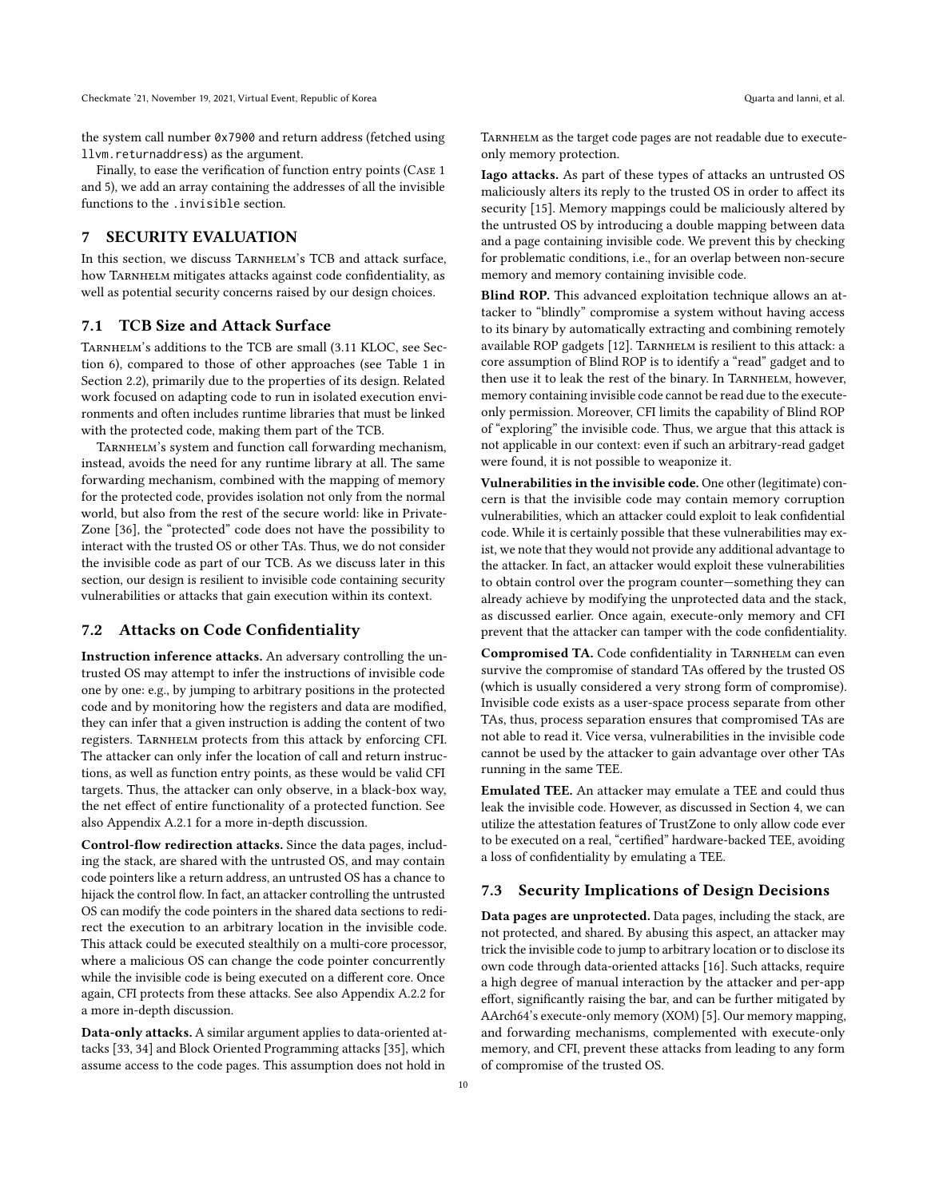the system call number `0x7900` and return address (fetched using `llvm.returnaddress`) as the argument.

Finally, to ease the verification of function entry points (Case 1 and 5), we add an array containing the addresses of all the invisible functions to the `.invisible` section.

## 7 SECURITY EVALUATION

In this section, we discuss Tarnhelm's TCB and attack surface, how Tarnhelm mitigates attacks against code confidentiality, as well as potential security concerns raised by our design choices.

### 7.1 TCB Size and Attack Surface

Tarnhelm's additions to the TCB are small (3.11 KLOC, see Section 6), compared to those of other approaches (see Table 1 in Section 2.2), primarily due to the properties of its design. Related work focused on adapting code to run in isolated execution environments and often includes runtime libraries that must be linked with the protected code, making them part of the TCB.

Tarnhelm's system and function call forwarding mechanism, instead, avoids the need for any runtime library at all. The same forwarding mechanism, combined with the mapping of memory for the protected code, provides isolation not only from the normal world, but also from the rest of the secure world: like in PrivateZone [36], the "protected" code does not have the possibility to interact with the trusted OS or other TAs. Thus, we do not consider the invisible code as part of our TCB. As we discuss later in this section, our design is resilient to invisible code containing security vulnerabilities or attacks that gain execution within its context.

### 7.2 Attacks on Code Confidentiality

**Instruction inference attacks.** An adversary controlling the untrusted OS may attempt to infer the instructions of invisible code one by one: e.g., by jumping to arbitrary positions in the protected code and by monitoring how the registers and data are modified, they can infer that a given instruction is adding the content of two registers. Tarnhelm protects from this attack by enforcing CFI. The attacker can only infer the location of call and return instructions, as well as function entry points, as these would be valid CFI targets. Thus, the attacker can only observe, in a black-box way, the net effect of entire functionality of a protected function. See also Appendix A.2.1 for a more in-depth discussion.

**Control-flow redirection attacks.** Since the data pages, including the stack, are shared with the untrusted OS, and may contain code pointers like a return address, an untrusted OS has a chance to hijack the control flow. In fact, an attacker controlling the untrusted OS can modify the code pointers in the shared data sections to redirect the execution to an arbitrary location in the invisible code. This attack could be executed stealthily on a multi-core processor, where a malicious OS can change the code pointer concurrently while the invisible code is being executed on a different core. Once again, CFI protects from these attacks. See also Appendix A.2.2 for a more in-depth discussion.

**Data-only attacks.** A similar argument applies to data-oriented attacks [33, 34] and Block Oriented Programming attacks [35], which assume access to the code pages. This assumption does not hold in Tarnhelm as the target code pages are not readable due to execute-only memory protection.

**Iago attacks.** As part of these types of attacks an untrusted OS maliciously alters its reply to the trusted OS in order to affect its security [15]. Memory mappings could be maliciously altered by the untrusted OS by introducing a double mapping between data and a page containing invisible code. We prevent this by checking for problematic conditions, i.e., for an overlap between non-secure memory and memory containing invisible code.

**Blind ROP.** This advanced exploitation technique allows an attacker to "blindly" compromise a system without having access to its binary by automatically extracting and combining remotely available ROP gadgets [12]. Tarnhelm is resilient to this attack: a core assumption of Blind ROP is to identify a "read" gadget and to then use it to leak the rest of the binary. In Tarnhelm, however, memory containing invisible code cannot be read due to the execute-only permission. Moreover, CFI limits the capability of Blind ROP of "exploring" the invisible code. Thus, we argue that this attack is not applicable in our context: even if such an arbitrary-read gadget were found, it is not possible to weaponize it.

**Vulnerabilities in the invisible code.** One other (legitimate) concern is that the invisible code may contain memory corruption vulnerabilities, which an attacker could exploit to leak confidential code. While it is certainly possible that these vulnerabilities may exist, we note that they would not provide any additional advantage to the attacker. In fact, an attacker would exploit these vulnerabilities to obtain control over the program counter—something they can already achieve by modifying the unprotected data and the stack, as discussed earlier. Once again, execute-only memory and CFI prevent that the attacker can tamper with the code confidentiality.

**Compromised TA.** Code confidentiality in Tarnhelm can even survive the compromise of standard TAs offered by the trusted OS (which is usually considered a very strong form of compromise). Invisible code exists as a user-space process separate from other TAs, thus, process separation ensures that compromised TAs are not able to read it. Vice versa, vulnerabilities in the invisible code cannot be used by the attacker to gain advantage over other TAs running in the same TEE.

**Emulated TEE.** An attacker may emulate a TEE and could thus leak the invisible code. However, as discussed in Section 4, we can utilize the attestation features of TrustZone to only allow code ever to be executed on a real, "certified" hardware-backed TEE, avoiding a loss of confidentiality by emulating a TEE.

### 7.3 Security Implications of Design Decisions

**Data pages are unprotected.** Data pages, including the stack, are not protected, and shared. By abusing this aspect, an attacker may trick the invisible code to jump to arbitrary location or to disclose its own code through data-oriented attacks [16]. Such attacks, require a high degree of manual interaction by the attacker and per-app effort, significantly raising the bar, and can be further mitigated by AArch64's execute-only memory (XOM) [5]. Our memory mapping, and forwarding mechanisms, complemented with execute-only memory, and CFI, prevent these attacks from leading to any form of compromise of the trusted OS.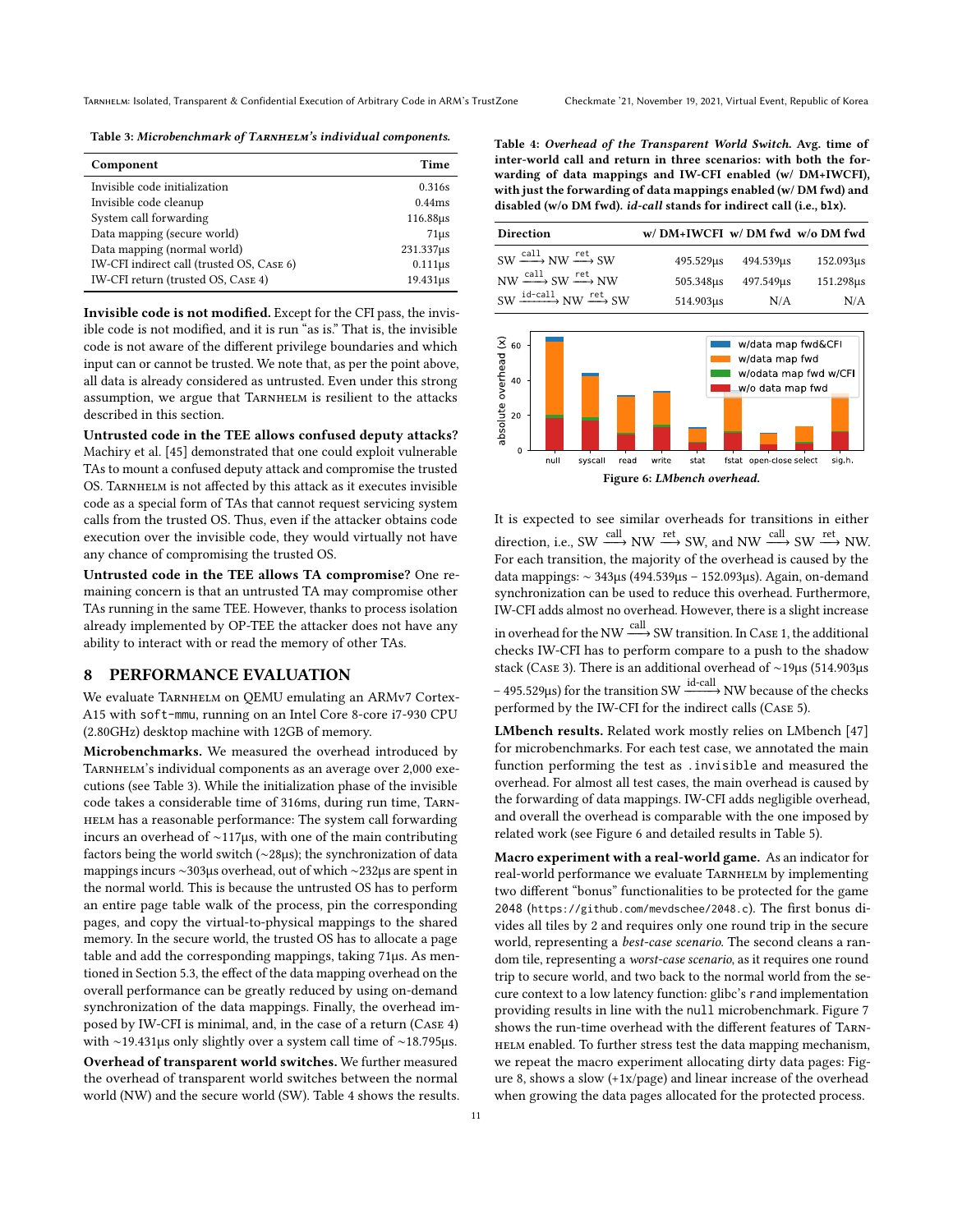Table 3: *Microbenchmark of TARNHELM's individual components.*

| Component | Time |
|---|---|
| Invisible code initialization | 0.316s |
| Invisible code cleanup | 0.44ms |
| System call forwarding | 116.88µs |
| Data mapping (secure world) | 71µs |
| Data mapping (normal world) | 231.337µs |
| IW-CFI indirect call (trusted OS, CASE 6) | 0.111µs |
| IW-CFI return (trusted OS, CASE 4) | 19.431µs |

**Invisible code is not modified.** Except for the CFI pass, the invisible code is not modified, and it is run "as is." That is, the invisible code is not aware of the different privilege boundaries and which input can or cannot be trusted. We note that, as per the point above, all data is already considered as untrusted. Even under this strong assumption, we argue that TARNHELM is resilient to the attacks described in this section.

**Untrusted code in the TEE allows confused deputy attacks?** Machiry et al. [45] demonstrated that one could exploit vulnerable TAs to mount a confused deputy attack and compromise the trusted OS. TARNHELM is not affected by this attack as it executes invisible code as a special form of TAs that cannot request servicing system calls from the trusted OS. Thus, even if the attacker obtains code execution over the invisible code, they would virtually not have any chance of compromising the trusted OS.

**Untrusted code in the TEE allows TA compromise?** One remaining concern is that an untrusted TA may compromise other TAs running in the same TEE. However, thanks to process isolation already implemented by OP-TEE the attacker does not have any ability to interact with or read the memory of other TAs.

# 8 PERFORMANCE EVALUATION

We evaluate TARNHELM on QEMU emulating an ARMv7 Cortex-A15 with `soft-mmu`, running on an Intel Core 8-core i7-930 CPU (2.80GHz) desktop machine with 12GB of memory.

**Microbenchmarks.** We measured the overhead introduced by TARNHELM's individual components as an average over 2,000 executions (see Table 3). While the initialization phase of the invisible code takes a considerable time of 316ms, during run time, TARNHELM has a reasonable performance: The system call forwarding incurs an overhead of ~117µs, with one of the main contributing factors being the world switch (~28µs); the synchronization of data mappings incurs ~303µs overhead, out of which ~232µs are spent in the normal world. This is because the untrusted OS has to perform an entire page table walk of the process, pin the corresponding pages, and copy the virtual-to-physical mappings to the shared memory. In the secure world, the trusted OS has to allocate a page table and add the corresponding mappings, taking 71µs. As mentioned in Section 5.3, the effect of the data mapping overhead on the overall performance can be greatly reduced by using on-demand synchronization of the data mappings. Finally, the overhead imposed by IW-CFI is minimal, and, in the case of a return (CASE 4) with ~19.431µs only slightly over a system call time of ~18.795µs.

**Overhead of transparent world switches.** We further measured the overhead of transparent world switches between the normal world (NW) and the secure world (SW). Table 4 shows the results.

Table 4: *Overhead of the Transparent World Switch.* **Avg. time of inter-world call and return in three scenarios: with both the forwarding of data mappings and IW-CFI enabled (w/ DM+IWCFI), with just the forwarding of data mappings enabled (w/ DM fwd) and disabled (w/o DM fwd).** ***id-call*** **stands for indirect call (i.e., `blx`).**

| Direction | w/ DM+IWCFI | w/ DM fwd | w/o DM fwd |
|---|---|---|---|
| $SW \xrightarrow{call} NW \xrightarrow{ret} SW$ | 495.529µs | 494.539µs | 152.093µs |
| $NW \xrightarrow{call} SW \xrightarrow{ret} NW$ | 505.348µs | 497.549µs | 151.298µs |
| $SW \xrightarrow{id\text{-}call} NW \xrightarrow{ret} SW$ | 514.903µs | N/A | N/A |

Figure 6: *LMbench overhead.*

It is expected to see similar overheads for transitions in either direction, i.e., $SW \xrightarrow{call} NW \xrightarrow{ret} SW$, and $NW \xrightarrow{call} SW \xrightarrow{ret} NW$. For each transition, the majority of the overhead is caused by the data mappings: ~ 343µs (494.539µs − 152.093µs). Again, on-demand synchronization can be used to reduce this overhead. Furthermore, IW-CFI adds almost no overhead. However, there is a slight increase in overhead for the $NW \xrightarrow{call} SW$ transition. In CASE 1, the additional checks IW-CFI has to perform compare to a push to the shadow stack (CASE 3). There is an additional overhead of ~19µs (514.903µs − 495.529µs) for the transition $SW \xrightarrow{id\text{-}call} NW$ because of the checks performed by the IW-CFI for the indirect calls (CASE 5).

**LMbench results.** Related work mostly relies on LMbench [47] for microbenchmarks. For each test case, we annotated the main function performing the test as `.invisible` and measured the overhead. For almost all test cases, the main overhead is caused by the forwarding of data mappings. IW-CFI adds negligible overhead, and overall the overhead is comparable with the one imposed by related work (see Figure 6 and detailed results in Table 5).

**Macro experiment with a real-world game.** As an indicator for real-world performance we evaluate TARNHELM by implementing two different "bonus" functionalities to be protected for the game 2048 (https://github.com/mevdschee/2048.c). The first bonus divides all tiles by 2 and requires only one round trip in the secure world, representing a *best-case scenario*. The second cleans a random tile, representing a *worst-case scenario*, as it requires one round trip to secure world, and two back to the normal world from the secure context to a low latency function: glibc's `rand` implementation providing results in line with the `null` microbenchmark. Figure 7 shows the run-time overhead with the different features of TARNHELM enabled. To further stress test the data mapping mechanism, we repeat the macro experiment allocating dirty data pages: Figure 8, shows a slow (+1x/page) and linear increase of the overhead when growing the data pages allocated for the protected process.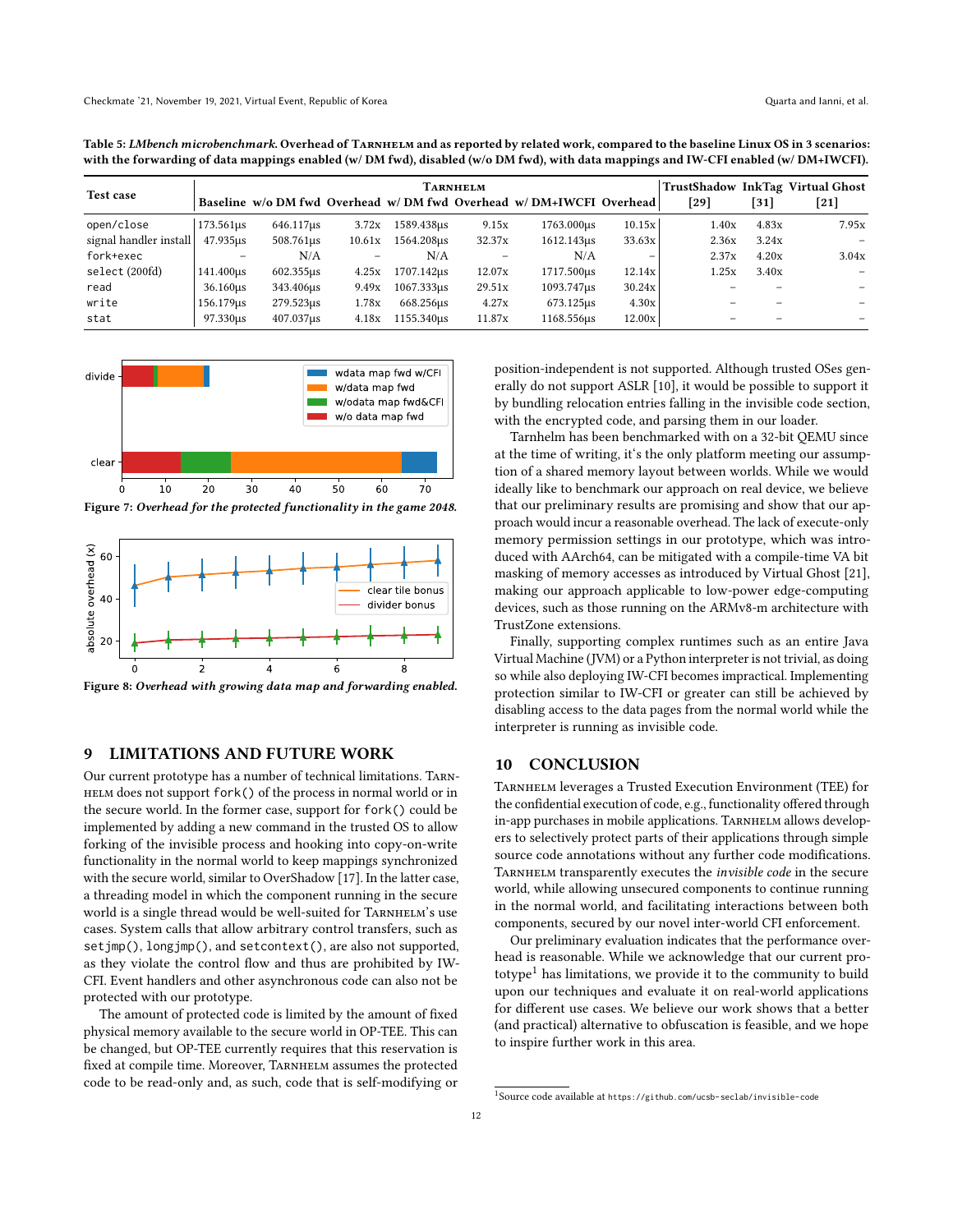**Table 5: *LMbench microbenchmark.* Overhead of Tarnhelm and as reported by related work, compared to the baseline Linux OS in 3 scenarios: with the forwarding of data mappings enabled (w/ DM fwd), disabled (w/o DM fwd), with data mappings and IW-CFI enabled (w/ DM+IWCFI).**

| Test case | Tarnhelm | | | | | | | TrustShadow | InkTag | Virtual Ghost |
|---|---|---|---|---|---|---|---|---|---|---|
| | Baseline | w/o DM fwd | Overhead | w/ DM fwd | Overhead | w/ DM+IWCFI | Overhead | [29] | [31] | [21] |
| open/close | 173.561µs | 646.117µs | 3.72x | 1589.438µs | 9.15x | 1763.000µs | 10.15x | 1.40x | 4.83x | 7.95x |
| signal handler install | 47.935µs | 508.761µs | 10.61x | 1564.208µs | 32.37x | 1612.143µs | 33.63x | 2.36x | 3.24x | – |
| fork+exec | – | N/A | – | N/A | – | N/A | – | 2.37x | 4.20x | 3.04x |
| select (200fd) | 141.400µs | 602.355µs | 4.25x | 1707.142µs | 12.07x | 1717.500µs | 12.14x | 1.25x | 3.40x | – |
| read | 36.160µs | 343.406µs | 9.49x | 1067.333µs | 29.51x | 1093.747µs | 30.24x | – | – | – |
| write | 156.179µs | 279.523µs | 1.78x | 668.256µs | 4.27x | 673.125µs | 4.30x | – | – | – |
| stat | 97.330µs | 407.037µs | 4.18x | 1155.340µs | 11.87x | 1168.556µs | 12.00x | – | – | – |

**Figure 7: *Overhead for the protected functionality in the game 2048.***

**Figure 8: *Overhead with growing data map and forwarding enabled.***

## 9 LIMITATIONS AND FUTURE WORK

Our current prototype has a number of technical limitations. Tarnhelm does not support `fork()` of the process in normal world or in the secure world. In the former case, support for `fork()` could be implemented by adding a new command in the trusted OS to allow forking of the invisible process and hooking into copy-on-write functionality in the normal world to keep mappings synchronized with the secure world, similar to OverShadow [17]. In the latter case, a threading model in which the component running in the secure world is a single thread would be well-suited for Tarnhelm's use cases. System calls that allow arbitrary control transfers, such as `setjmp()`, `longjmp()`, and `setcontext()`, are also not supported, as they violate the control flow and thus are prohibited by IW-CFI. Event handlers and other asynchronous code can also not be protected with our prototype.

The amount of protected code is limited by the amount of fixed physical memory available to the secure world in OP-TEE. This can be changed, but OP-TEE currently requires that this reservation is fixed at compile time. Moreover, Tarnhelm assumes the protected code to be read-only and, as such, code that is self-modifying or position-independent is not supported. Although trusted OSes generally do not support ASLR [10], it would be possible to support it by bundling relocation entries falling in the invisible code section, with the encrypted code, and parsing them in our loader.

Tarnhelm has been benchmarked with on a 32-bit QEMU since at the time of writing, it's the only platform meeting our assumption of a shared memory layout between worlds. While we would ideally like to benchmark our approach on real device, we believe that our preliminary results are promising and show that our approach would incur a reasonable overhead. The lack of execute-only memory permission settings in our prototype, which was introduced with AArch64, can be mitigated with a compile-time VA bit masking of memory accesses as introduced by Virtual Ghost [21], making our approach applicable to low-power edge-computing devices, such as those running on the ARMv8-m architecture with TrustZone extensions.

Finally, supporting complex runtimes such as an entire Java Virtual Machine (JVM) or a Python interpreter is not trivial, as doing so while also deploying IW-CFI becomes impractical. Implementing protection similar to IW-CFI or greater can still be achieved by disabling access to the data pages from the normal while the interpreter is running as invisible code.

## 10 CONCLUSION

Tarnhelm leverages a Trusted Execution Environment (TEE) for the confidential execution of code, e.g., functionality offered through in-app purchases in mobile applications. Tarnhelm allows developers to selectively protect parts of their applications through simple source code annotations without any further code modifications. Tarnhelm transparently executes the *invisible code* in the secure world, while allowing unsecured components to continue running in the normal world, and facilitating interactions between both components, secured by our novel inter-world CFI enforcement.

Our preliminary evaluation indicates that the performance overhead is reasonable. While we acknowledge that our current prototype[1] has limitations, we provide it to the community to build upon our techniques and evaluate it on real-world applications for different use cases. We believe our work shows that a better (and practical) alternative to obfuscation is feasible, and we hope to inspire further work in this area.

[1] Source code available at `https://github.com/ucsb-seclab/invisible-code`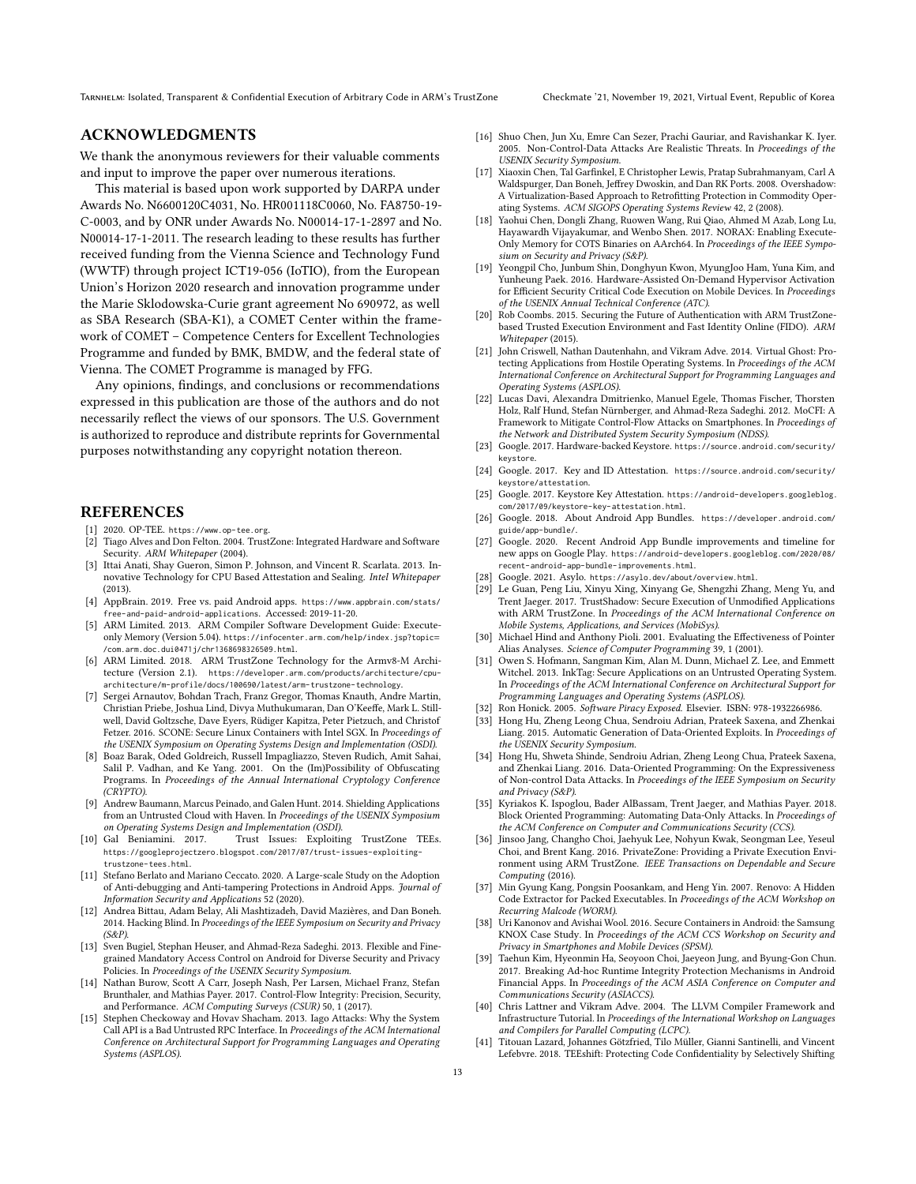## ACKNOWLEDGMENTS

We thank the anonymous reviewers for their valuable comments and input to improve the paper over numerous iterations.

This material is based upon work supported by DARPA under Awards No. N6600120C4031, No. HR001118C0060, No. FA8750-19-C-0003, and by ONR under Awards No. N00014-17-1-2897 and No. N00014-17-1-2011. The research leading to these results has further received funding from the Vienna Science and Technology Fund (WWTF) through project ICT19-056 (IoTIO), from the European Union's Horizon 2020 research and innovation programme under the Marie Sklodowska-Curie grant agreement No 690972, as well as SBA Research (SBA-K1), a COMET Center within the framework of COMET – Competence Centers for Excellent Technologies Programme and funded by BMK, BMDW, and the federal state of Vienna. The COMET Programme is managed by FFG.

Any opinions, findings, and conclusions or recommendations expressed in this publication are those of the authors and do not necessarily reflect the views of our sponsors. The U.S. Government is authorized to reproduce and distribute reprints for Governmental purposes notwithstanding any copyright notation thereon.

## REFERENCES

- [1] 2020. OP-TEE. https://www.op-tee.org.
- [2] Tiago Alves and Don Felton. 2004. TrustZone: Integrated Hardware and Software Security. *ARM Whitepaper* (2004).
- [3] Ittai Anati, Shay Gueron, Simon P. Johnson, and Vincent R. Scarlata. 2013. Innovative Technology for CPU Based Attestation and Sealing. *Intel Whitepaper* (2013).
- [4] AppBrain. 2019. Free vs. paid Android apps. https://www.appbrain.com/stats/free-and-paid-android-applications. Accessed: 2019-11-20.
- [5] ARM Limited. 2013. ARM Compiler Software Development Guide: Execute-only Memory (Version 5.04). https://infocenter.arm.com/help/index.jsp?topic=/com.arm.doc.dui0471j/chr1368698326509.html.
- [6] ARM Limited. 2018. ARM TrustZone Technology for the Armv8-M Architecture (Version 2.1). https://developer.arm.com/products/architecture/cpu-architecture/m-profile/docs/100690/latest/arm-trustzone-technology.
- [7] Sergei Arnautov, Bohdan Trach, Franz Gregor, Thomas Knauth, Andre Martin, Christian Priebe, Joshua Lind, Divya Muthukumaran, Dan O'Keeffe, Mark L. Stillwell, David Goltzsche, Dave Eyers, Rüdiger Kapitza, Peter Pietzuch, and Christof Fetzer. 2016. SCONE: Secure Linux Containers with Intel SGX. In *Proceedings of the USENIX Symposium on Operating Systems Design and Implementation (OSDI)*.
- [8] Boaz Barak, Oded Goldreich, Russell Impagliazzo, Steven Rudich, Amit Sahai, Salil P. Vadhan, and Ke Yang. 2001. On the (Im)Possibility of Obfuscating Programs. In *Proceedings of the Annual International Cryptology Conference (CRYPTO)*.
- [9] Andrew Baumann, Marcus Peinado, and Galen Hunt. 2014. Shielding Applications from an Untrusted Cloud with Haven. In *Proceedings of the USENIX Symposium on Operating Systems Design and Implementation (OSDI)*.
- [10] Gal Beniamini. 2017. Trust Issues: Exploiting TrustZone TEEs. https://googleprojectzero.blogspot.com/2017/07/trust-issues-exploiting-trustzone-tees.html.
- [11] Stefano Berlato and Mariano Ceccato. 2020. A Large-scale Study on the Adoption of Anti-debugging and Anti-tampering Protections in Android Apps. *Journal of Information Security and Applications* 52 (2020).
- [12] Andrea Bittau, Adam Belay, Ali Mashtizadeh, David Mazières, and Dan Boneh. 2014. Hacking Blind. In *Proceedings of the IEEE Symposium on Security and Privacy (S&P)*.
- [13] Sven Bugiel, Stephan Heuser, and Ahmad-Reza Sadeghi. 2013. Flexible and Fine-grained Mandatory Access Control on Android for Diverse Security and Privacy Policies. In *Proceedings of the USENIX Security Symposium*.
- [14] Nathan Burow, Scott A Carr, Joseph Nash, Per Larsen, Michael Franz, Stefan Brunthaler, and Mathias Payer. 2017. Control-Flow Integrity: Precision, Security, and Performance. *ACM Computing Surveys (CSUR)* 50, 1 (2017).
- [15] Stephen Checkoway and Hovav Shacham. 2013. Iago Attacks: Why the System Call API is a Bad Untrusted RPC Interface. In *Proceedings of the ACM International Conference on Architectural Support for Programming Languages and Operating Systems (ASPLOS)*.
- [16] Shuo Chen, Jun Xu, Emre Can Sezer, Prachi Gauriar, and Ravishankar K. Iyer. 2005. Non-Control-Data Attacks Are Realistic Threats. In *Proceedings of the USENIX Security Symposium*.
- [17] Xiaoxin Chen, Tal Garfinkel, E Christopher Lewis, Pratap Subrahmanyam, Carl A Waldspurger, Dan Boneh, Jeffrey Dwoskin, and Dan RK Ports. 2008. Overshadow: A Virtualization-Based Approach to Retrofitting Protection in Commodity Operating Systems. *ACM SIGOPS Operating Systems Review* 42, 2 (2008).
- [18] Yaohui Chen, Dongli Zhang, Ruowen Wang, Rui Qiao, Ahmed M Azab, Long Lu, Hayawardh Vijayakumar, and Wenbo Shen. 2017. NORAX: Enabling Execute-Only Memory for COTS Binaries on AArch64. In *Proceedings of the IEEE Symposium on Security and Privacy (S&P)*.
- [19] Yeongpil Cho, Junbum Shin, Donghyun Kwon, MyungJoo Ham, Yuna Kim, and Yunheung Paek. 2016. Hardware-Assisted On-Demand Hypervisor Activation for Efficient Security Critical Code Execution on Mobile Devices. In *Proceedings of the USENIX Annual Technical Conference (ATC)*.
- [20] Rob Coombs. 2015. Securing the Future of Authentication with ARM TrustZone-based Trusted Execution Environment and Fast Identity Online (FIDO). *ARM Whitepaper* (2015).
- [21] John Criswell, Nathan Dautenhahn, and Vikram Adve. 2014. Virtual Ghost: Protecting Applications from Hostile Operating Systems. In *Proceedings of the ACM International Conference on Architectural Support for Programming Languages and Operating Systems (ASPLOS)*.
- [22] Lucas Davi, Alexandra Dmitrienko, Manuel Egele, Thomas Fischer, Thorsten Holz, Ralf Hund, Stefan Nürnberger, and Ahmad-Reza Sadeghi. 2012. MoCFI: A Framework to Mitigate Control-Flow Attacks on Smartphones. In *Proceedings of the Network and Distributed System Security Symposium (NDSS)*.
- [23] Google. 2017. Hardware-backed Keystore. https://source.android.com/security/keystore.
- [24] Google. 2017. Key and ID Attestation. https://source.android.com/security/keystore/attestation.
- [25] Google. 2017. Keystore Key Attestation. https://android-developers.googleblog.com/2017/09/keystore-key-attestation.html.
- [26] Google. 2018. About Android App Bundles. https://developer.android.com/guide/app-bundle/.
- [27] Google. 2020. Recent Android App Bundle improvements and timeline for new apps on Google Play. https://android-developers.googleblog.com/2020/08/recent-android-app-bundle-improvements.html.
- [28] Google. 2021. Asylo. https://asylo.dev/about/overview.html.
- [29] Le Guan, Peng Liu, Xinyu Xing, Xinyang Ge, Shengzhi Zhang, Meng Yu, and Trent Jaeger. 2017. TrustShadow: Secure Execution of Unmodified Applications with ARM TrustZone. In *Proceedings of the ACM International Conference on Mobile Systems, Applications, and Services (MobiSys)*.
- [30] Michael Hind and Anthony Pioli. 2001. Evaluating the Effectiveness of Pointer Alias Analyses. *Science of Computer Programming* 39, 1 (2001).
- [31] Owen S. Hofmann, Sangman Kim, Alan M. Dunn, Michael Z. Lee, and Emmett Witchel. 2013. InkTag: Secure Applications on an Untrusted Operating System. In *Proceedings of the ACM International Conference on Architectural Support for Programming Languages and Operating Systems (ASPLOS)*.
- [32] Ron Honick. 2005. *Software Piracy Exposed*. Elsevier. ISBN: 978-1932266986.
- [33] Hong Hu, Zheng Leong Chua, Sendroiu Adrian, Prateek Saxena, and Zhenkai Liang. 2015. Automatic Generation of Data-Oriented Exploits. In *Proceedings of the USENIX Security Symposium*.
- [34] Hong Hu, Shweta Shinde, Sendroiu Adrian, Zheng Leong Chua, Prateek Saxena, and Zhenkai Liang. 2016. Data-Oriented Programming: On the Expressiveness of Non-control Data Attacks. In *Proceedings of the IEEE Symposium on Security and Privacy (S&P)*.
- [35] Kyriakos K. Ispoglou, Bader AlBassam, Trent Jaeger, and Mathias Payer. 2018. Block Oriented Programming: Automating Data-Only Attacks. In *Proceedings of the ACM Conference on Computer and Communications Security (CCS)*.
- [36] Jinsoo Jang, Changho Choi, Jaehyuk Lee, Nohyun Kwak, Seongman Lee, Yeseul Choi, and Brent Kang. 2016. PrivateZone: Providing a Private Execution Environment using ARM TrustZone. *IEEE Transactions on Dependable and Secure Computing* (2016).
- [37] Min Gyung Kang, Pongsin Poosankam, and Heng Yin. 2007. Renovo: A Hidden Code Extractor for Packed Executables. In *Proceedings of the ACM Workshop on Recurring Malcode (WORM)*.
- [38] Uri Kanonov and Avishai Wool. 2016. Secure Containers in Android: the Samsung KNOX Case Study. In *Proceedings of the ACM CCS Workshop on Security and Privacy in Smartphones and Mobile Devices (SPSM)*.
- [39] Taehun Kim, Hyeonmin Ha, Seoyoon Choi, Jaeyeon Jung, and Byung-Gon Chun. 2017. Breaking Ad-hoc Runtime Integrity Protection Mechanisms in Android Financial Apps. In *Proceedings of the ACM ASIA Conference on Computer and Communications Security (ASIACCS)*.
- [40] Chris Lattner and Vikram Adve. 2004. The LLVM Compiler Framework and Infrastructure Tutorial. In *Proceedings of the International Workshop on Languages and Compilers for Parallel Computing (LCPC)*.
- [41] Titouan Lazard, Johannes Götzfried, Tilo Müller, Gianni Santinelli, and Vincent Lefebvre. 2018. TEEshift: Protecting Code Confidentiality by Selectively Shifting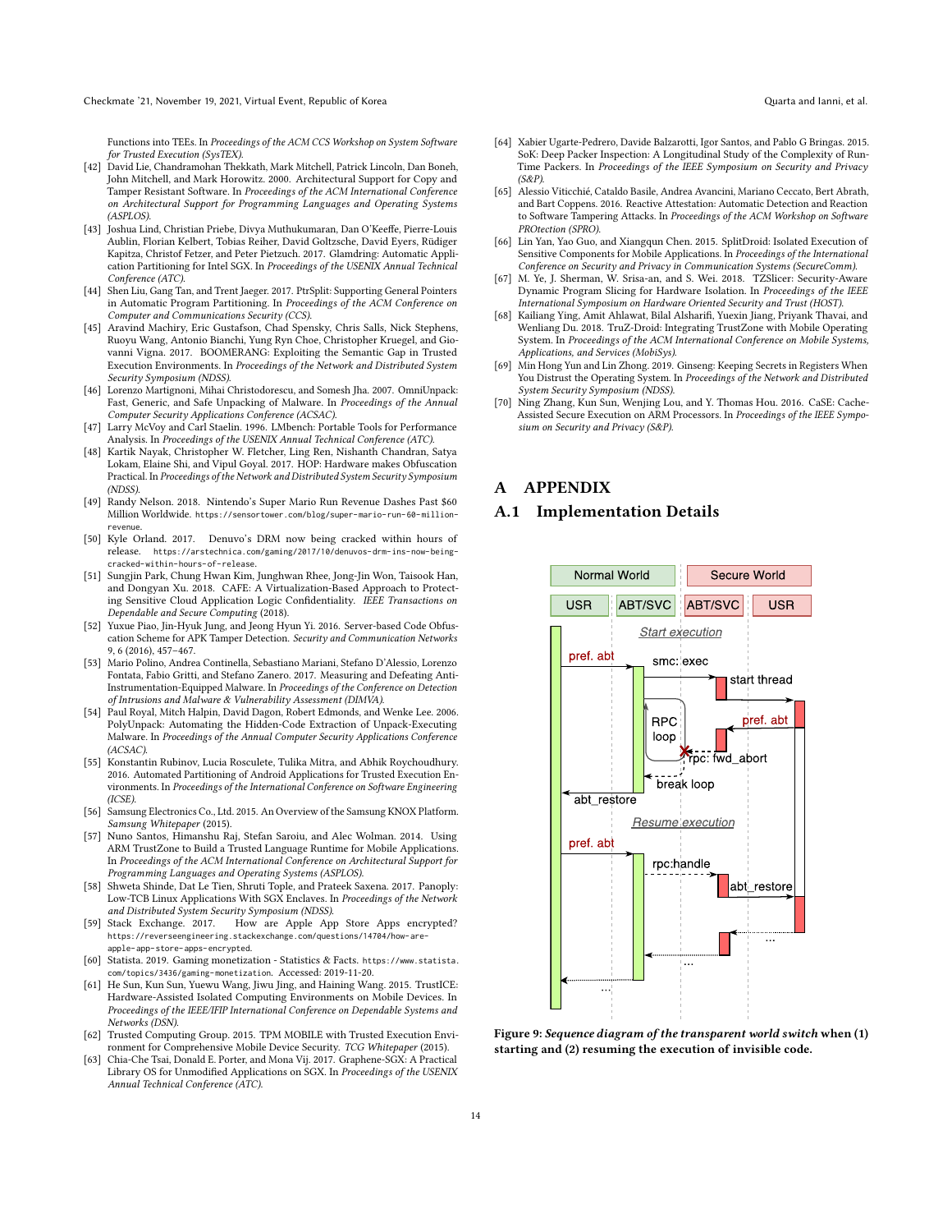Functions into TEEs. In *Proceedings of the ACM CCS Workshop on System Software for Trusted Execution (SysTEX)*.

[42] David Lie, Chandramohan Thekkath, Mark Mitchell, Patrick Lincoln, Dan Boneh, John Mitchell, and Mark Horowitz. 2000. Architectural Support for Copy and Tamper Resistant Software. In *Proceedings of the ACM International Conference on Architectural Support for Programming Languages and Operating Systems (ASPLOS)*.

[43] Joshua Lind, Christian Priebe, Divya Muthukumaran, Dan O'Keeffe, Pierre-Louis Aublin, Florian Kelbert, Tobias Reiher, David Goltzsche, David Eyers, Rüdiger Kapitza, Christof Fetzer, and Peter Pietzuch. 2017. Glamdring: Automatic Application Partitioning for Intel SGX. In *Proceedings of the USENIX Annual Technical Conference (ATC)*.

[44] Shen Liu, Gang Tan, and Trent Jaeger. 2017. PtrSplit: Supporting General Pointers in Automatic Program Partitioning. In *Proceedings of the ACM Conference on Computer and Communications Security (CCS)*.

[45] Aravind Machiry, Eric Gustafson, Chad Spensky, Chris Salls, Nick Stephens, Ruoyu Wang, Antonio Bianchi, Yung Ryn Choe, Christopher Kruegel, and Giovanni Vigna. 2017. BOOMERANG: Exploiting the Semantic Gap in Trusted Execution Environments. In *Proceedings of the Network and Distributed System Security Symposium (NDSS)*.

[46] Lorenzo Martignoni, Mihai Christodorescu, and Somesh Jha. 2007. OmniUnpack: Fast, Generic, and Safe Unpacking of Malware. In *Proceedings of the Annual Computer Security Applications Conference (ACSAC)*.

[47] Larry McVoy and Carl Staelin. 1996. LMbench: Portable Tools for Performance Analysis. In *Proceedings of the USENIX Annual Technical Conference (ATC)*.

[48] Kartik Nayak, Christopher W. Fletcher, Ling Ren, Nishanth Chandran, Satya Lokam, Elaine Shi, and Vipul Goyal. 2017. HOP: Hardware makes Obfuscation Practical. In *Proceedings of the Network and Distributed System Security Symposium (NDSS)*.

[49] Randy Nelson. 2018. Nintendo's Super Mario Run Revenue Dashes Past $60 Million Worldwide. https://sensortower.com/blog/super-mario-run-60-million-revenue.

[50] Kyle Orland. 2017. Denuvo's DRM now being cracked within hours of release. https://arstechnica.com/gaming/2017/10/denuvos-drm-ins-now-being-cracked-within-hours-of-release.

[51] Sungjin Park, Chung Hwan Kim, Junghwan Rhee, Jong-Jin Won, Taisook Han, and Dongyan Xu. 2018. CAFE: A Virtualization-Based Approach to Protecting Sensitive Cloud Application Logic Confidentiality. *IEEE Transactions on Dependable and Secure Computing* (2018).

[52] Yuxue Piao, Jin-Hyuk Jung, and Jeong Hyun Yi. 2016. Server-based Code Obfuscation Scheme for APK Tamper Detection. *Security and Communication Networks* 9, 6 (2016), 457–467.

[53] Mario Polino, Andrea Continella, Sebastiano Mariani, Stefano D'Alessio, Lorenzo Fontata, Fabio Gritti, and Stefano Zanero. 2017. Measuring and Defeating Anti-Instrumentation-Equipped Malware. In *Proceedings of the Conference on Detection of Intrusions and Malware & Vulnerability Assessment (DIMVA)*.

[54] Paul Royal, Mitch Halpin, David Dagon, Robert Edmonds, and Wenke Lee. 2006. PolyUnpack: Automating the Hidden-Code Extraction of Unpack-Executing Malware. In *Proceedings of the Annual Computer Security Applications Conference (ACSAC)*.

[55] Konstantin Rubinov, Lucia Rosculete, Tulika Mitra, and Abhik Roychoudhury. 2016. Automated Partitioning of Android Applications for Trusted Execution Environments. In *Proceedings of the International Conference on Software Engineering (ICSE)*.

[56] Samsung Electronics Co., Ltd. 2015. An Overview of the Samsung KNOX Platform. *Samsung Whitepaper* (2015).

[57] Nuno Santos, Himanshu Raj, Stefan Saroiu, and Alec Wolman. 2014. Using ARM TrustZone to Build a Trusted Language Runtime for Mobile Applications. In *Proceedings of the ACM International Conference on Architectural Support for Programming Languages and Operating Systems (ASPLOS)*.

[58] Shweta Shinde, Dat Le Tien, Shruti Tople, and Prateek Saxena. 2017. Panoply: Low-TCB Linux Applications With SGX Enclaves. In *Proceedings of the Network and Distributed System Security Symposium (NDSS)*.

[59] Stack Exchange. 2017. How are Apple App Store Apps encrypted? https://reverseengineering.stackexchange.com/questions/14704/how-are-apple-app-store-apps-encrypted.

[60] Statista. 2019. Gaming monetization - Statistics & Facts. https://www.statista.com/topics/3436/gaming-monetization. Accessed: 2019-11-20.

[61] He Sun, Kun Sun, Yuewu Wang, Jiwu Jing, and Haining Wang. 2015. TrustICE: Hardware-Assisted Isolated Computing Environments on Mobile Devices. In *Proceedings of the IEEE/IFIP International Conference on Dependable Systems and Networks (DSN)*.

[62] Trusted Computing Group. 2015. TPM MOBILE with Trusted Execution Environment for Comprehensive Mobile Device Security. *TCG Whitepaper* (2015).

[63] Chia-Che Tsai, Donald E. Porter, and Mona Vij. 2017. Graphene-SGX: A Practical Library OS for Unmodified Applications on SGX. In *Proceedings of the USENIX Annual Technical Conference (ATC)*.

[64] Xabier Ugarte-Pedrero, Davide Balzarotti, Igor Santos, and Pablo G Bringas. 2015. SoK: Deep Packer Inspection: A Longitudinal Study of the Complexity of Run-Time Packers. In *Proceedings of the IEEE Symposium on Security and Privacy (S&P)*.

[65] Alessio Viticchié, Cataldo Basile, Andrea Avancini, Mariano Ceccato, Bert Abrath, and Bart Coppens. 2016. Reactive Attestation: Automatic Detection and Reaction to Software Tampering Attacks. In *Proceedings of the ACM Workshop on Software PROtection (SPRO)*.

[66] Lin Yan, Yao Guo, and Xiangqun Chen. 2015. SplitDroid: Isolated Execution of Sensitive Components for Mobile Applications. In *Proceedings of the International Conference on Security and Privacy in Communication Systems (SecureComm)*.

[67] M. Ye, J. Sherman, W. Srisa-an, and S. Wei. 2018. TZSlicer: Security-Aware Dynamic Program Slicing for Hardware Isolation. In *Proceedings of the IEEE International Symposium on Hardware Oriented Security and Trust (HOST)*.

[68] Kailiang Ying, Amit Ahlawat, Bilal Alsharifi, Yuexin Jiang, Priyank Thavai, and Wenliang Du. 2018. TruZ-Droid: Integrating TrustZone with Mobile Operating System. In *Proceedings of the ACM International Conference on Mobile Systems, Applications, and Services (MobiSys)*.

[69] Min Hong Yun and Lin Zhong. 2019. Ginseng: Keeping Secrets in Registers When You Distrust the Operating System. In *Proceedings of the Network and Distributed System Security Symposium (NDSS)*.

[70] Ning Zhang, Kun Sun, Wenjing Lou, and Y. Thomas Hou. 2016. CaSE: Cache-Assisted Secure Execution on ARM Processors. In *Proceedings of the IEEE Symposium on Security and Privacy (S&P)*.

# A APPENDIX

## A.1 Implementation Details

**Figure 9: *Sequence diagram of the transparent world switch* when (1) starting and (2) resuming the execution of invisible code.**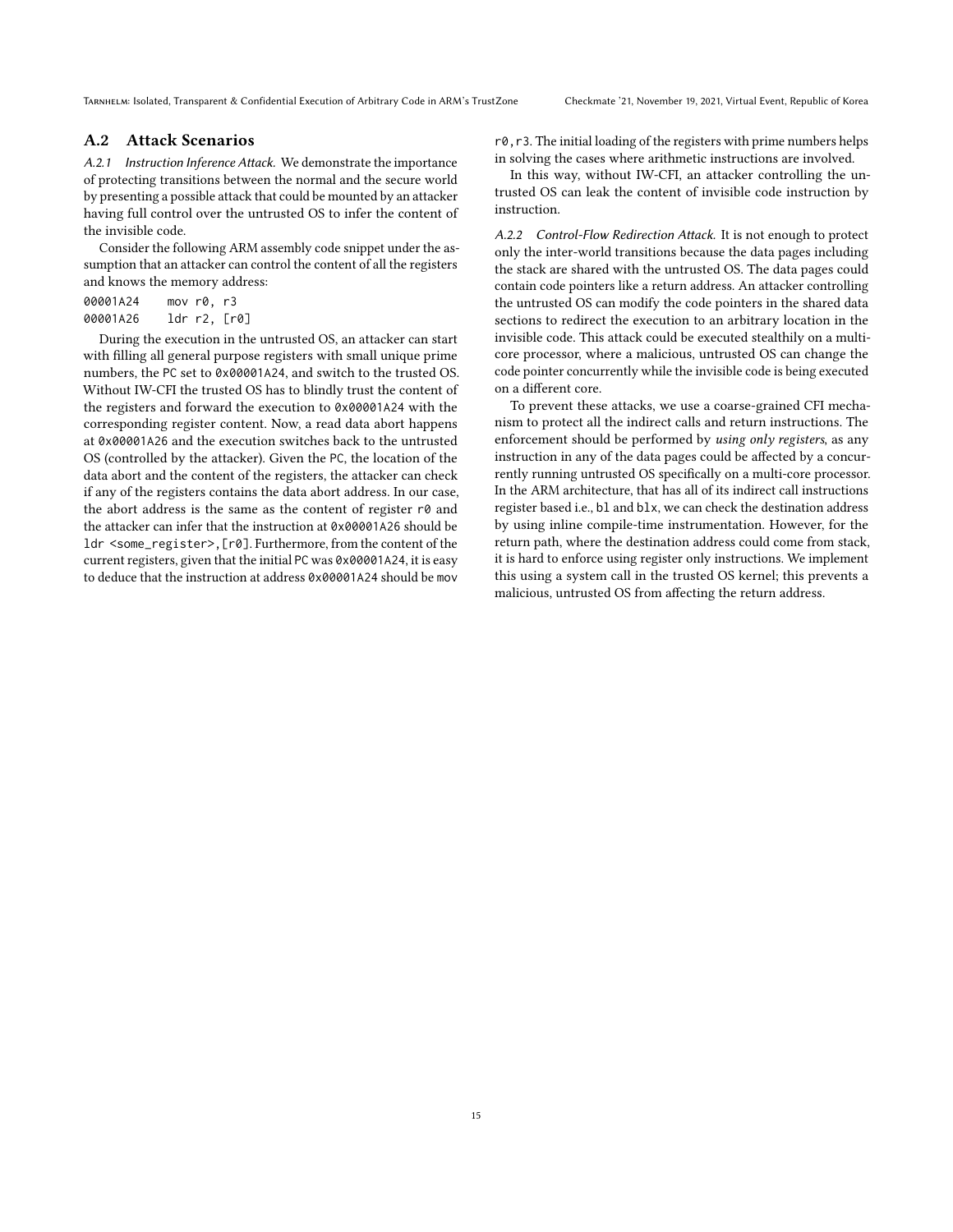## A.2 Attack Scenarios

*A.2.1 Instruction Inference Attack.* We demonstrate the importance of protecting transitions between the normal and the secure world by presenting a possible attack that could be mounted by an attacker having full control over the untrusted OS to infer the content of the invisible code.

Consider the following ARM assembly code snippet under the assumption that an attacker can control the content of all the registers and knows the memory address:

```
00001A24     mov r0, r3
00001A26     ldr r2, [r0]
```

During the execution in the untrusted OS, an attacker can start with filling all general purpose registers with small unique prime numbers, the PC set to 0x00001A24, and switch to the trusted OS. Without IW-CFI the trusted OS has to blindly trust the content of the registers and forward the execution to 0x00001A24 with the corresponding register content. Now, a read data abort happens at 0x00001A26 and the execution switches back to the untrusted OS (controlled by the attacker). Given the PC, the location of the data abort and the content of the registers, the attacker can check if any of the registers contains the data abort address. In our case, the abort address is the same as the content of register r0 and the attacker can infer that the instruction at 0x00001A26 should be ldr <some_register>, [r0]. Furthermore, from the content of the current registers, given that the initial PC was 0x00001A24, it is easy to deduce that the instruction at address 0x00001A24 should be mov r0, r3. The initial loading of the registers with prime numbers helps in solving the cases where arithmetic instructions are involved.

In this way, without IW-CFI, an attacker controlling the untrusted OS can leak the content of invisible code instruction by instruction.

*A.2.2 Control-Flow Redirection Attack.* It is not enough to protect only the inter-world transitions because the data pages including the stack are shared with the untrusted OS. The data pages could contain code pointers like a return address. An attacker controlling the untrusted OS can modify the code pointers in the shared data sections to redirect the execution to an arbitrary location in the invisible code. This attack could be executed stealthily on a multi-core processor, where a malicious, untrusted OS can change the code pointer concurrently while the invisible code is being executed on a different core.

To prevent these attacks, we use a coarse-grained CFI mechanism to protect all the indirect calls and return instructions. The enforcement should be performed by *using only registers*, as any instruction in any of the data pages could be affected by a concurrently running untrusted OS specifically on a multi-core processor. In the ARM architecture, that has all of its indirect call instructions register based i.e., bl and blx, we can check the destination address by using inline compile-time instrumentation. However, for the return path, where the destination address could come from stack, it is hard to enforce using register only instructions. We implement this using a system call in the trusted OS kernel; this prevents a malicious, untrusted OS from affecting the return address.